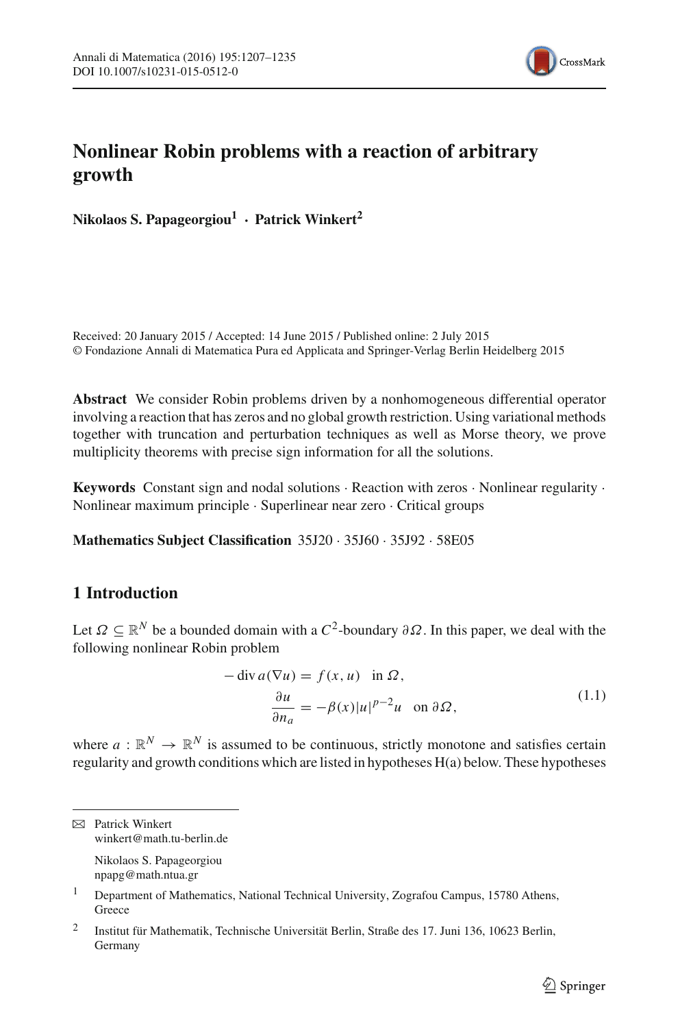# Nonlinear Robin problems with a reaction of arbitrary growth

**Nikolaos S. Papageorgiou[1] · Patrick Winkert[2]**

Received: 20 January 2015 / Accepted: 14 June 2015 / Published online: 2 July 2015
© Fondazione Annali di Matematica Pura ed Applicata and Springer-Verlag Berlin Heidelberg 2015

**Abstract** We consider Robin problems driven by a nonhomogeneous differential operator involving a reaction that has zeros and no global growth restriction. Using variational methods together with truncation and perturbation techniques as well as Morse theory, we prove multiplicity theorems with precise sign information for all the solutions.

**Keywords** Constant sign and nodal solutions · Reaction with zeros · Nonlinear regularity · Nonlinear maximum principle · Superlinear near zero · Critical groups

**Mathematics Subject Classification** 35J20 · 35J60 · 35J92 · 58E05

## 1 Introduction

Let $\Omega \subseteq \mathbb{R}^N$ be a bounded domain with a $C^2$-boundary $\partial\Omega$. In this paper, we deal with the following nonlinear Robin problem

$$
\begin{aligned}
-\operatorname{div} a(\nabla u) &= f(x,u) \quad \text{in } \Omega,\\
\frac{\partial u}{\partial n_a} &= -\beta(x)|u|^{p-2}u \quad \text{on } \partial\Omega,
\end{aligned}
\tag{1.1}
$$

where $a : \mathbb{R}^N \to \mathbb{R}^N$ is assumed to be continuous, strictly monotone and satisfies certain regularity and growth conditions which are listed in hypotheses H(a) below. These hypotheses

---

✉ Patrick Winkert
winkert@math.tu-berlin.de

Nikolaos S. Papageorgiou
npapg@math.ntua.gr

[1] Department of Mathematics, National Technical University, Zografou Campus, 15780 Athens, Greece

[2] Institut für Mathematik, Technische Universität Berlin, Straße des 17. Juni 136, 10623 Berlin, Germany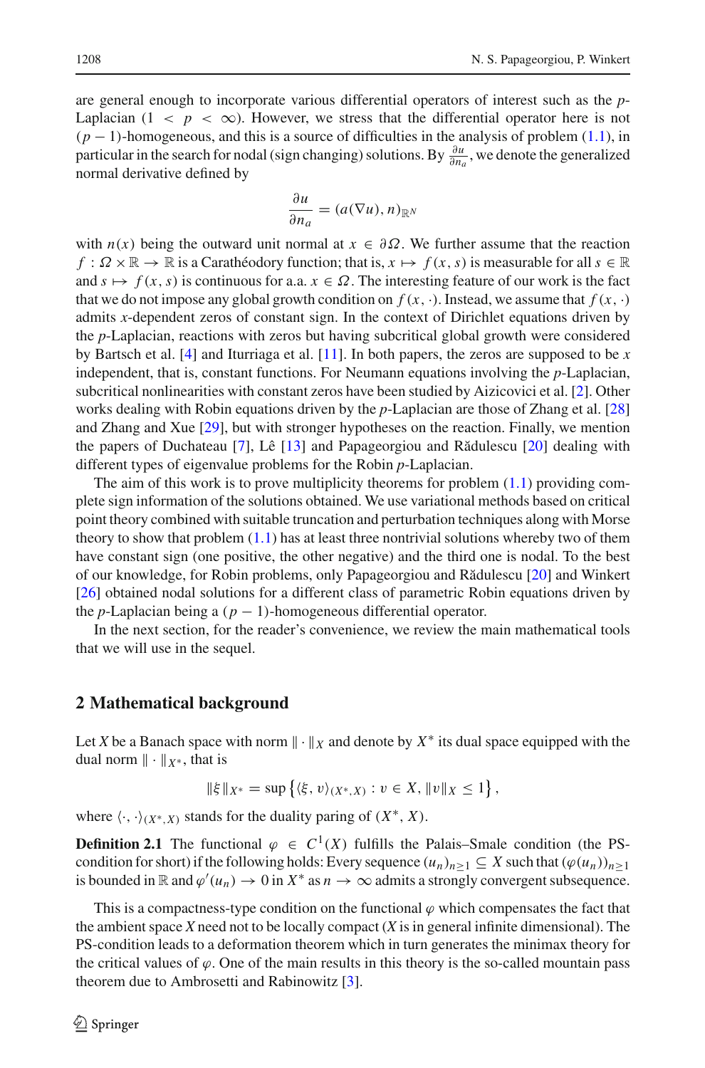are general enough to incorporate various differential operators of interest such as the $p$-Laplacian ($1 < p < \infty$). However, we stress that the differential operator here is not $(p-1)$-homogeneous, and this is a source of difficulties in the analysis of problem (1.1), in particular in the search for nodal (sign changing) solutions. By $\frac{\partial u}{\partial n_a}$, we denote the generalized normal derivative defined by

$$\frac{\partial u}{\partial n_a} = (a(\nabla u), n)_{\mathbb{R}^N}$$

with $n(x)$ being the outward unit normal at $x \in \partial\Omega$. We further assume that the reaction $f : \Omega \times \mathbb{R} \to \mathbb{R}$ is a Carathéodory function; that is, $x \mapsto f(x, s)$ is measurable for all $s \in \mathbb{R}$ and $s \mapsto f(x, s)$ is continuous for a.a. $x \in \Omega$. The interesting feature of our work is the fact that we do not impose any global growth condition on $f(x, \cdot)$. Instead, we assume that $f(x, \cdot)$ admits $x$-dependent zeros of constant sign. In the context of Dirichlet equations driven by the $p$-Laplacian, reactions with zeros but having subcritical global growth were considered by Bartsch et al. [4] and Iturriaga et al. [11]. In both papers, the zeros are supposed to be $x$ independent, that is, constant functions. For Neumann equations involving the $p$-Laplacian, subcritical nonlinearities with constant zeros have been studied by Aizicovici et al. [2]. Other works dealing with Robin equations driven by the $p$-Laplacian are those of Zhang et al. [28] and Zhang and Xue [29], but with stronger hypotheses on the reaction. Finally, we mention the papers of Duchateau [7], Lê [13] and Papageorgiou and Rădulescu [20] dealing with different types of eigenvalue problems for the Robin $p$-Laplacian.

The aim of this work is to prove multiplicity theorems for problem (1.1) providing complete sign information of the solutions obtained. We use variational methods based on critical point theory combined with suitable truncation and perturbation techniques along with Morse theory to show that problem (1.1) has at least three nontrivial solutions whereby two of them have constant sign (one positive, the other negative) and the third one is nodal. To the best of our knowledge, for Robin problems, only Papageorgiou and Rădulescu [20] and Winkert [26] obtained nodal solutions for a different class of parametric Robin equations driven by the $p$-Laplacian being a $(p-1)$-homogeneous differential operator.

In the next section, for the reader's convenience, we review the main mathematical tools that we will use in the sequel.

## 2 Mathematical background

Let $X$ be a Banach space with norm $\|\cdot\|_X$ and denote by $X^*$ its dual space equipped with the dual norm $\|\cdot\|_{X^*}$, that is

$$\|\xi\|_{X^*} = \sup\left\{\langle \xi, v\rangle_{(X^*,X)} : v \in X, \|v\|_X \leq 1\right\},$$

where $\langle\cdot,\cdot\rangle_{(X^*,X)}$ stands for the duality paring of $(X^*, X)$.

**Definition 2.1** The functional $\varphi \in C^1(X)$ fulfills the Palais–Smale condition (the PS-condition for short) if the following holds: Every sequence $(u_n)_{n\geq 1} \subseteq X$ such that $(\varphi(u_n))_{n\geq 1}$ is bounded in $\mathbb{R}$ and $\varphi'(u_n) \to 0$ in $X^*$ as $n \to \infty$ admits a strongly convergent subsequence.

This is a compactness-type condition on the functional $\varphi$ which compensates the fact that the ambient space $X$ need not to be locally compact ($X$ is in general infinite dimensional). The PS-condition leads to a deformation theorem which in turn generates the minimax theory for the critical values of $\varphi$. One of the main results in this theory is the so-called mountain pass theorem due to Ambrosetti and Rabinowitz [3].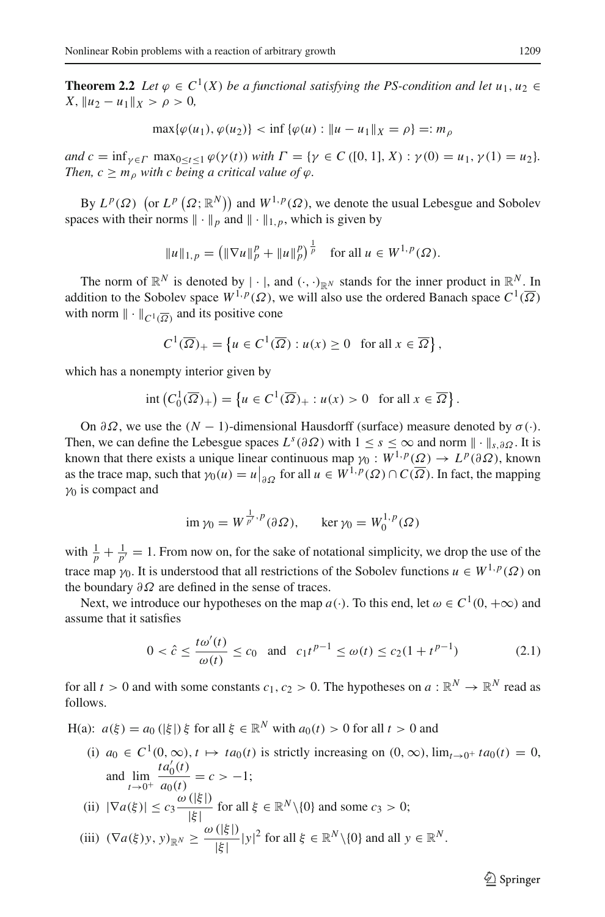**Theorem 2.2** *Let $\varphi \in C^1(X)$ be a functional satisfying the PS-condition and let $u_1, u_2 \in X$, $\|u_2 - u_1\|_X > \rho > 0$,*

$$\max\{\varphi(u_1), \varphi(u_2)\} < \inf\{\varphi(u) : \|u - u_1\|_X = \rho\} =: m_\rho$$

*and $c = \inf_{\gamma\in\Gamma} \max_{0\leq t\leq 1} \varphi(\gamma(t))$ with $\Gamma = \{\gamma \in C([0,1], X) : \gamma(0) = u_1, \gamma(1) = u_2\}$. Then, $c \geq m_\rho$ with $c$ being a critical value of $\varphi$.*

By $L^p(\Omega)$ $\left(\text{or } L^p\left(\Omega;\mathbb{R}^N\right)\right)$ and $W^{1,p}(\Omega)$, we denote the usual Lebesgue and Sobolev spaces with their norms $\|\cdot\|_p$ and $\|\cdot\|_{1,p}$, which is given by

$$\|u\|_{1,p} = \left(\|\nabla u\|_p^p + \|u\|_p^p\right)^{\frac{1}{p}} \quad \text{for all } u \in W^{1,p}(\Omega).$$

The norm of $\mathbb{R}^N$ is denoted by $|\cdot|$, and $(\cdot,\cdot)_{\mathbb{R}^N}$ stands for the inner product in $\mathbb{R}^N$. In addition to the Sobolev space $W^{1,p}(\Omega)$, we will also use the ordered Banach space $C^1(\overline{\Omega})$ with norm $\|\cdot\|_{C^1(\overline{\Omega})}$ and its positive cone

$$C^1(\overline{\Omega})_+ = \left\{u \in C^1(\overline{\Omega}) : u(x) \geq 0 \quad \text{for all } x \in \overline{\Omega}\right\},$$

which has a nonempty interior given by

$$\operatorname{int}\left(C_0^1(\overline{\Omega})_+\right) = \left\{u \in C^1(\overline{\Omega})_+ : u(x) > 0 \quad \text{for all } x \in \overline{\Omega}\right\}.$$

On $\partial\Omega$, we use the $(N-1)$-dimensional Hausdorff (surface) measure denoted by $\sigma(\cdot)$. Then, we can define the Lebesgue spaces $L^s(\partial\Omega)$ with $1 \leq s \leq \infty$ and norm $\|\cdot\|_{s,\partial\Omega}$. It is known that there exists a unique linear continuous map $\gamma_0 : W^{1,p}(\Omega) \to L^p(\partial\Omega)$, known as the trace map, such that $\gamma_0(u) = u\big|_{\partial\Omega}$ for all $u \in W^{1,p}(\Omega) \cap C(\overline{\Omega})$. In fact, the mapping $\gamma_0$ is compact and

$$\operatorname{im}\gamma_0 = W^{\frac{1}{p'},p}(\partial\Omega), \qquad \ker\gamma_0 = W_0^{1,p}(\Omega)$$

with $\frac{1}{p} + \frac{1}{p'} = 1$. From now on, for the sake of notational simplicity, we drop the use of the trace map $\gamma_0$. It is understood that all restrictions of the Sobolev functions $u \in W^{1,p}(\Omega)$ on the boundary $\partial\Omega$ are defined in the sense of traces.

Next, we introduce our hypotheses on the map $a(\cdot)$. To this end, let $\omega \in C^1(0,+\infty)$ and assume that it satisfies

$$0 < \hat{c} \leq \frac{t\omega'(t)}{\omega(t)} \leq c_0 \quad \text{and} \quad c_1 t^{p-1} \leq \omega(t) \leq c_2(1 + t^{p-1}) \tag{2.1}$$

for all $t > 0$ and with some constants $c_1, c_2 > 0$. The hypotheses on $a : \mathbb{R}^N \to \mathbb{R}^N$ read as follows.

H(a): $a(\xi) = a_0(|\xi|)\xi$ for all $\xi \in \mathbb{R}^N$ with $a_0(t) > 0$ for all $t > 0$ and

(i) $a_0 \in C^1(0,\infty)$, $t \mapsto ta_0(t)$ is strictly increasing on $(0,\infty)$, $\lim_{t\to 0^+} ta_0(t) = 0$, and $\displaystyle\lim_{t\to 0^+} \frac{ta_0'(t)}{a_0(t)} = c > -1$;

(ii) $|\nabla a(\xi)| \leq c_3 \dfrac{\omega(|\xi|)}{|\xi|}$ for all $\xi \in \mathbb{R}^N\setminus\{0\}$ and some $c_3 > 0$;

(iii) $(\nabla a(\xi)y, y)_{\mathbb{R}^N} \geq \dfrac{\omega(|\xi|)}{|\xi|}|y|^2$ for all $\xi \in \mathbb{R}^N\setminus\{0\}$ and all $y \in \mathbb{R}^N$.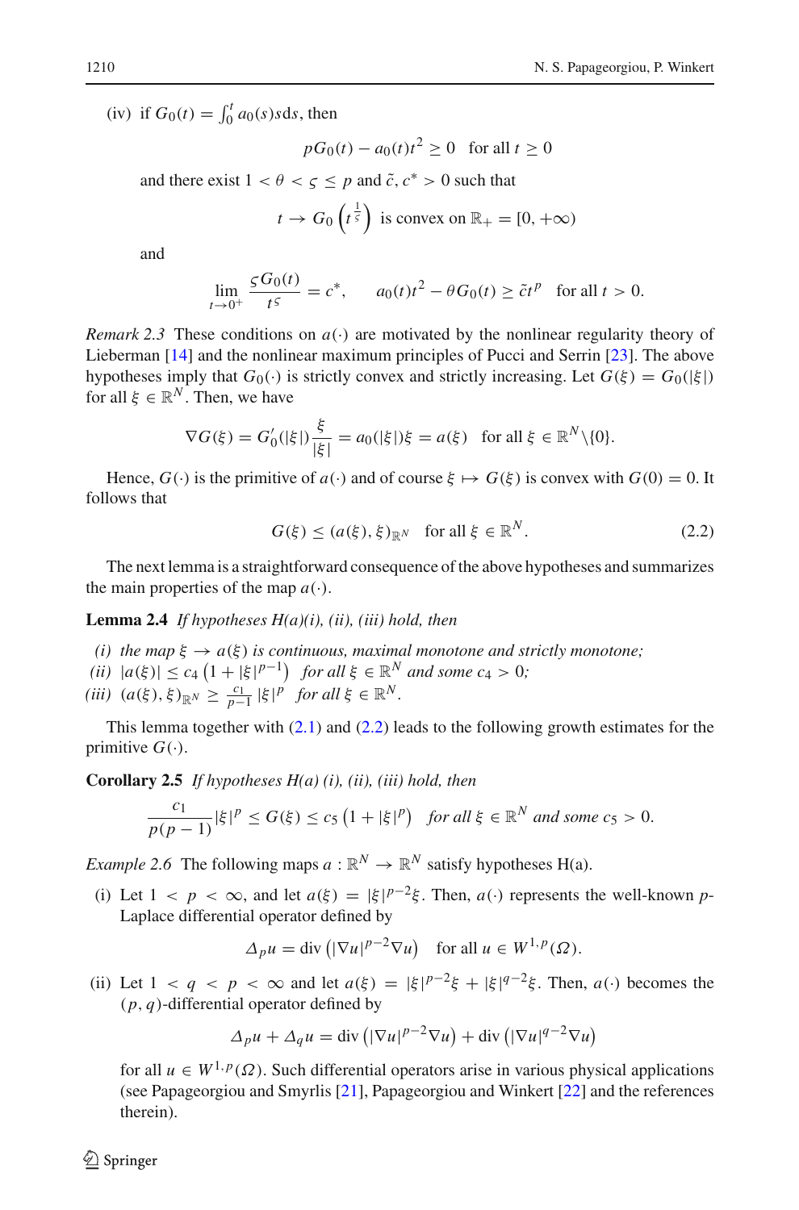(iv) if $G_0(t) = \int_0^t a_0(s)s\mathrm{d}s$, then

$$pG_0(t) - a_0(t)t^2 \geq 0 \quad \text{for all } t \geq 0$$

and there exist $1 < \theta < \varsigma \leq p$ and $\tilde{c}, c^* > 0$ such that

$$t \to G_0\left(t^{\frac{1}{\varsigma}}\right) \text{ is convex on } \mathbb{R}_+ = [0, +\infty)$$

and

$$\lim_{t \to 0^+} \frac{\varsigma G_0(t)}{t^\varsigma} = c^*, \qquad a_0(t)t^2 - \theta G_0(t) \geq \tilde{c}t^p \quad \text{for all } t > 0.$$

*Remark 2.3* These conditions on $a(\cdot)$ are motivated by the nonlinear regularity theory of Lieberman [14] and the nonlinear maximum principles of Pucci and Serrin [23]. The above hypotheses imply that $G_0(\cdot)$ is strictly convex and strictly increasing. Let $G(\xi) = G_0(|\xi|)$ for all $\xi \in \mathbb{R}^N$. Then, we have

$$\nabla G(\xi) = G_0'(|\xi|)\frac{\xi}{|\xi|} = a_0(|\xi|)\xi = a(\xi) \quad \text{for all } \xi \in \mathbb{R}^N \setminus \{0\}.$$

Hence, $G(\cdot)$ is the primitive of $a(\cdot)$ and of course $\xi \mapsto G(\xi)$ is convex with $G(0) = 0$. It follows that

$$G(\xi) \leq (a(\xi), \xi)_{\mathbb{R}^N} \quad \text{for all } \xi \in \mathbb{R}^N. \tag{2.2}$$

The next lemma is a straightforward consequence of the above hypotheses and summarizes the main properties of the map $a(\cdot)$.

**Lemma 2.4** *If hypotheses H(a)(i), (ii), (iii) hold, then*

*(i) the map $\xi \to a(\xi)$ is continuous, maximal monotone and strictly monotone;*
*(ii) $|a(\xi)| \leq c_4\left(1 + |\xi|^{p-1}\right)$ for all $\xi \in \mathbb{R}^N$ and some $c_4 > 0$;*
*(iii) $(a(\xi), \xi)_{\mathbb{R}^N} \geq \frac{c_1}{p-1}|\xi|^p$ for all $\xi \in \mathbb{R}^N$.*

This lemma together with (2.1) and (2.2) leads to the following growth estimates for the primitive $G(\cdot)$.

**Corollary 2.5** *If hypotheses H(a) (i), (ii), (iii) hold, then*

$$\frac{c_1}{p(p-1)}|\xi|^p \leq G(\xi) \leq c_5\left(1 + |\xi|^p\right) \quad \textit{for all } \xi \in \mathbb{R}^N \textit{ and some } c_5 > 0.$$

*Example 2.6* The following maps $a : \mathbb{R}^N \to \mathbb{R}^N$ satisfy hypotheses H(a).

(i) Let $1 < p < \infty$, and let $a(\xi) = |\xi|^{p-2}\xi$. Then, $a(\cdot)$ represents the well-known $p$-Laplace differential operator defined by

$$\Delta_p u = \operatorname{div}\left(|\nabla u|^{p-2}\nabla u\right) \quad \text{for all } u \in W^{1,p}(\Omega).$$

(ii) Let $1 < q < p < \infty$ and let $a(\xi) = |\xi|^{p-2}\xi + |\xi|^{q-2}\xi$. Then, $a(\cdot)$ becomes the $(p, q)$-differential operator defined by

$$\Delta_p u + \Delta_q u = \operatorname{div}\left(|\nabla u|^{p-2}\nabla u\right) + \operatorname{div}\left(|\nabla u|^{q-2}\nabla u\right)$$

for all $u \in W^{1,p}(\Omega)$. Such differential operators arise in various physical applications (see Papageorgiou and Smyrlis [21], Papageorgiou and Winkert [22] and the references therein).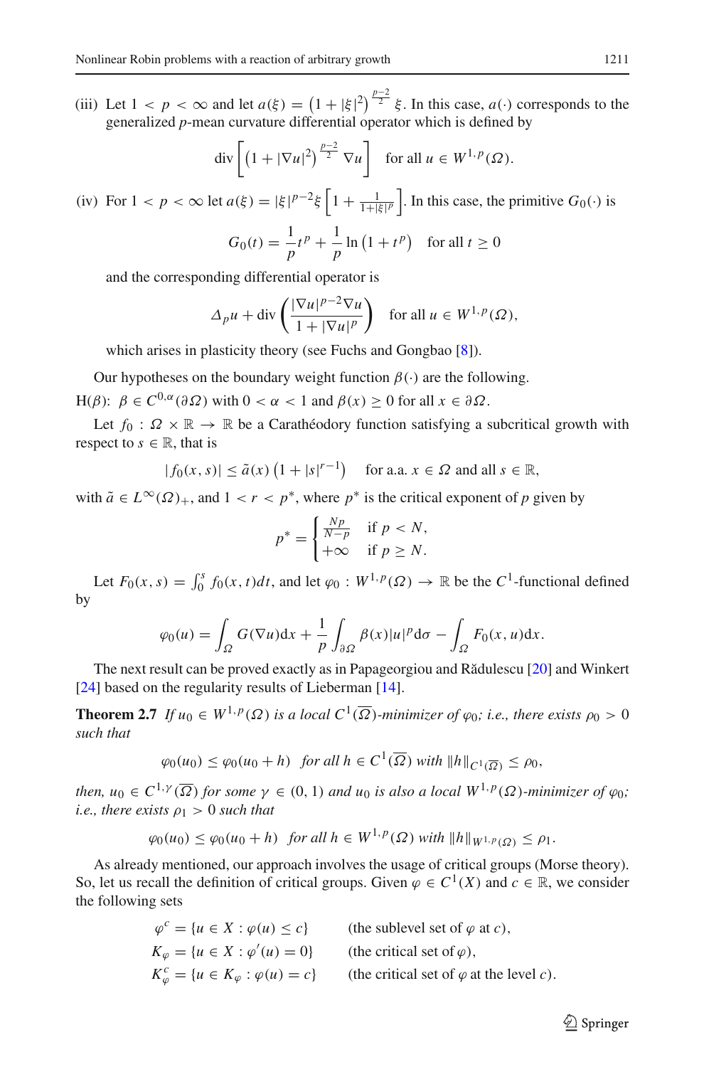(iii) Let $1 < p < \infty$ and let $a(\xi) = \left(1 + |\xi|^2\right)^{\frac{p-2}{2}} \xi$. In this case, $a(\cdot)$ corresponds to the generalized $p$-mean curvature differential operator which is defined by

$$\operatorname{div}\left[\left(1 + |\nabla u|^2\right)^{\frac{p-2}{2}} \nabla u\right] \quad \text{for all } u \in W^{1,p}(\Omega).$$

(iv) For $1 < p < \infty$ let $a(\xi) = |\xi|^{p-2}\xi\left[1 + \frac{1}{1+|\xi|^p}\right]$. In this case, the primitive $G_0(\cdot)$ is

$$G_0(t) = \frac{1}{p}t^p + \frac{1}{p}\ln\left(1 + t^p\right) \quad \text{for all } t \geq 0$$

and the corresponding differential operator is

$$\Delta_p u + \operatorname{div}\left(\frac{|\nabla u|^{p-2}\nabla u}{1 + |\nabla u|^p}\right) \quad \text{for all } u \in W^{1,p}(\Omega),$$

which arises in plasticity theory (see Fuchs and Gongbao [8]).

Our hypotheses on the boundary weight function $\beta(\cdot)$ are the following.

H($\beta$): $\beta \in C^{0,\alpha}(\partial\Omega)$ with $0 < \alpha < 1$ and $\beta(x) \geq 0$ for all $x \in \partial\Omega$.

Let $f_0 : \Omega \times \mathbb{R} \to \mathbb{R}$ be a Carathéodory function satisfying a subcritical growth with respect to $s \in \mathbb{R}$, that is

$$|f_0(x,s)| \leq \tilde{a}(x)\left(1 + |s|^{r-1}\right) \quad \text{for a.a. } x \in \Omega \text{ and all } s \in \mathbb{R},$$

with $\tilde{a} \in L^\infty(\Omega)_+$, and $1 < r < p^*$, where $p^*$ is the critical exponent of $p$ given by

$$p^* = \begin{cases} \frac{Np}{N-p} & \text{if } p < N, \\ +\infty & \text{if } p \geq N. \end{cases}$$

Let $F_0(x,s) = \int_0^s f_0(x,t)dt$, and let $\varphi_0 : W^{1,p}(\Omega) \to \mathbb{R}$ be the $C^1$-functional defined by

$$\varphi_0(u) = \int_\Omega G(\nabla u)\mathrm{d}x + \frac{1}{p}\int_{\partial\Omega} \beta(x)|u|^p \mathrm{d}\sigma - \int_\Omega F_0(x,u)\mathrm{d}x.$$

The next result can be proved exactly as in Papageorgiou and Rădulescu [20] and Winkert [24] based on the regularity results of Lieberman [14].

**Theorem 2.7** *If $u_0 \in W^{1,p}(\Omega)$ is a local $C^1(\overline{\Omega})$-minimizer of $\varphi_0$; i.e., there exists $\rho_0 > 0$ such that*

$$\varphi_0(u_0) \leq \varphi_0(u_0 + h) \quad \text{for all } h \in C^1(\overline{\Omega}) \text{ with } \|h\|_{C^1(\overline{\Omega})} \leq \rho_0,$$

*then, $u_0 \in C^{1,\gamma}(\overline{\Omega})$ for some $\gamma \in (0,1)$ and $u_0$ is also a local $W^{1,p}(\Omega)$-minimizer of $\varphi_0$; i.e., there exists $\rho_1 > 0$ such that*

$$\varphi_0(u_0) \leq \varphi_0(u_0 + h) \quad \text{for all } h \in W^{1,p}(\Omega) \text{ with } \|h\|_{W^{1,p}(\Omega)} \leq \rho_1.$$

As already mentioned, our approach involves the usage of critical groups (Morse theory). So, let us recall the definition of critical groups. Given $\varphi \in C^1(X)$ and $c \in \mathbb{R}$, we consider the following sets

$$\begin{aligned}
\varphi^c &= \{u \in X : \varphi(u) \leq c\} && \text{(the sublevel set of } \varphi \text{ at } c\text{)},\\
K_\varphi &= \{u \in X : \varphi'(u) = 0\} && \text{(the critical set of } \varphi\text{)},\\
K_\varphi^c &= \{u \in K_\varphi : \varphi(u) = c\} && \text{(the critical set of } \varphi \text{ at the level } c\text{)}.
\end{aligned}$$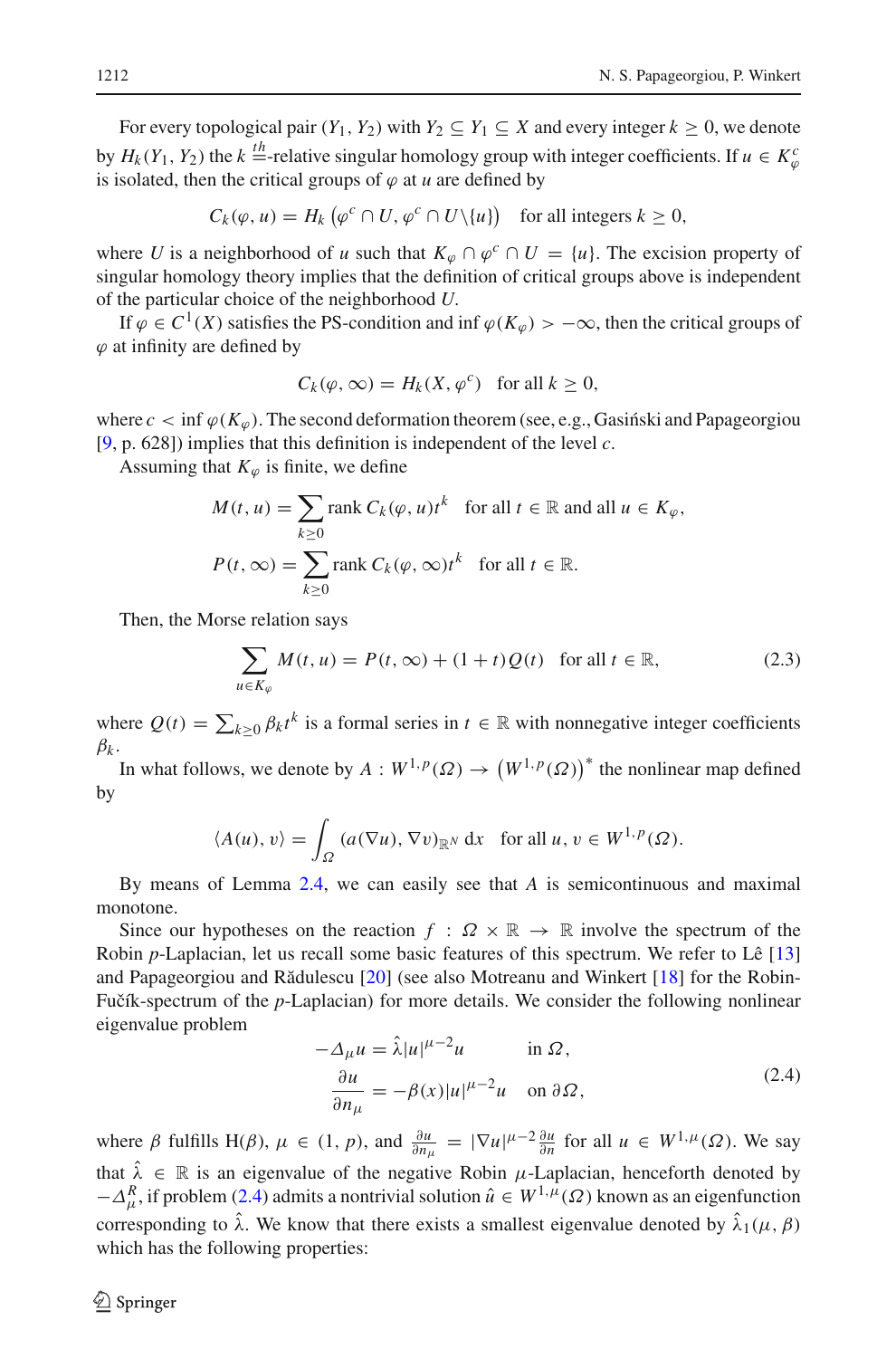For every topological pair $(Y_1, Y_2)$ with $Y_2 \subseteq Y_1 \subseteq X$ and every integer $k \geq 0$, we denote by $H_k(Y_1, Y_2)$ the $k$ $\stackrel{th}{=}$-relative singular homology group with integer coefficients. If $u \in K_\varphi^c$ is isolated, then the critical groups of $\varphi$ at $u$ are defined by

$$C_k(\varphi, u) = H_k\left(\varphi^c \cap U, \varphi^c \cap U \setminus \{u\}\right) \quad \text{for all integers } k \geq 0,$$

where $U$ is a neighborhood of $u$ such that $K_\varphi \cap \varphi^c \cap U = \{u\}$. The excision property of singular homology theory implies that the definition of critical groups above is independent of the particular choice of the neighborhood $U$.

If $\varphi \in C^1(X)$ satisfies the PS-condition and $\inf \varphi(K_\varphi) > -\infty$, then the critical groups of $\varphi$ at infinity are defined by

$$C_k(\varphi, \infty) = H_k(X, \varphi^c) \quad \text{for all } k \geq 0,$$

where $c < \inf \varphi(K_\varphi)$. The second deformation theorem (see, e.g., Gasiński and Papageorgiou [9, p. 628]) implies that this definition is independent of the level $c$.

Assuming that $K_\varphi$ is finite, we define

$$M(t, u) = \sum_{k \geq 0} \operatorname{rank} C_k(\varphi, u) t^k \quad \text{for all } t \in \mathbb{R} \text{ and all } u \in K_\varphi,$$

$$P(t, \infty) = \sum_{k \geq 0} \operatorname{rank} C_k(\varphi, \infty) t^k \quad \text{for all } t \in \mathbb{R}.$$

Then, the Morse relation says

$$\sum_{u \in K_\varphi} M(t, u) = P(t, \infty) + (1 + t) Q(t) \quad \text{for all } t \in \mathbb{R}, \tag{2.3}$$

where $Q(t) = \sum_{k \geq 0} \beta_k t^k$ is a formal series in $t \in \mathbb{R}$ with nonnegative integer coefficients $\beta_k$.

In what follows, we denote by $A : W^{1,p}(\Omega) \to \left(W^{1,p}(\Omega)\right)^*$ the nonlinear map defined by

$$\langle A(u), v \rangle = \int_\Omega (a(\nabla u), \nabla v)_{\mathbb{R}^N} \, \mathrm{d}x \quad \text{for all } u, v \in W^{1,p}(\Omega).$$

By means of Lemma 2.4, we can easily see that $A$ is semicontinuous and maximal monotone.

Since our hypotheses on the reaction $f : \Omega \times \mathbb{R} \to \mathbb{R}$ involve the spectrum of the Robin $p$-Laplacian, let us recall some basic features of this spectrum. We refer to Lê [13] and Papageorgiou and Rădulescu [20] (see also Motreanu and Winkert [18] for the Robin-Fučík-spectrum of the $p$-Laplacian) for more details. We consider the following nonlinear eigenvalue problem

$$\begin{aligned}
-\Delta_\mu u &= \hat{\lambda} |u|^{\mu-2} u \qquad &&\text{in } \Omega, \\
\frac{\partial u}{\partial n_\mu} &= -\beta(x) |u|^{\mu-2} u \qquad &&\text{on } \partial\Omega,
\end{aligned} \tag{2.4}$$

where $\beta$ fulfills H($\beta$), $\mu \in (1, p)$, and $\frac{\partial u}{\partial n_\mu} = |\nabla u|^{\mu-2} \frac{\partial u}{\partial n}$ for all $u \in W^{1,\mu}(\Omega)$. We say that $\hat{\lambda} \in \mathbb{R}$ is an eigenvalue of the negative Robin $\mu$-Laplacian, henceforth denoted by $-\Delta_\mu^R$, if problem (2.4) admits a nontrivial solution $\hat{u} \in W^{1,\mu}(\Omega)$ known as an eigenfunction corresponding to $\hat{\lambda}$. We know that there exists a smallest eigenvalue denoted by $\hat{\lambda}_1(\mu, \beta)$ which has the following properties: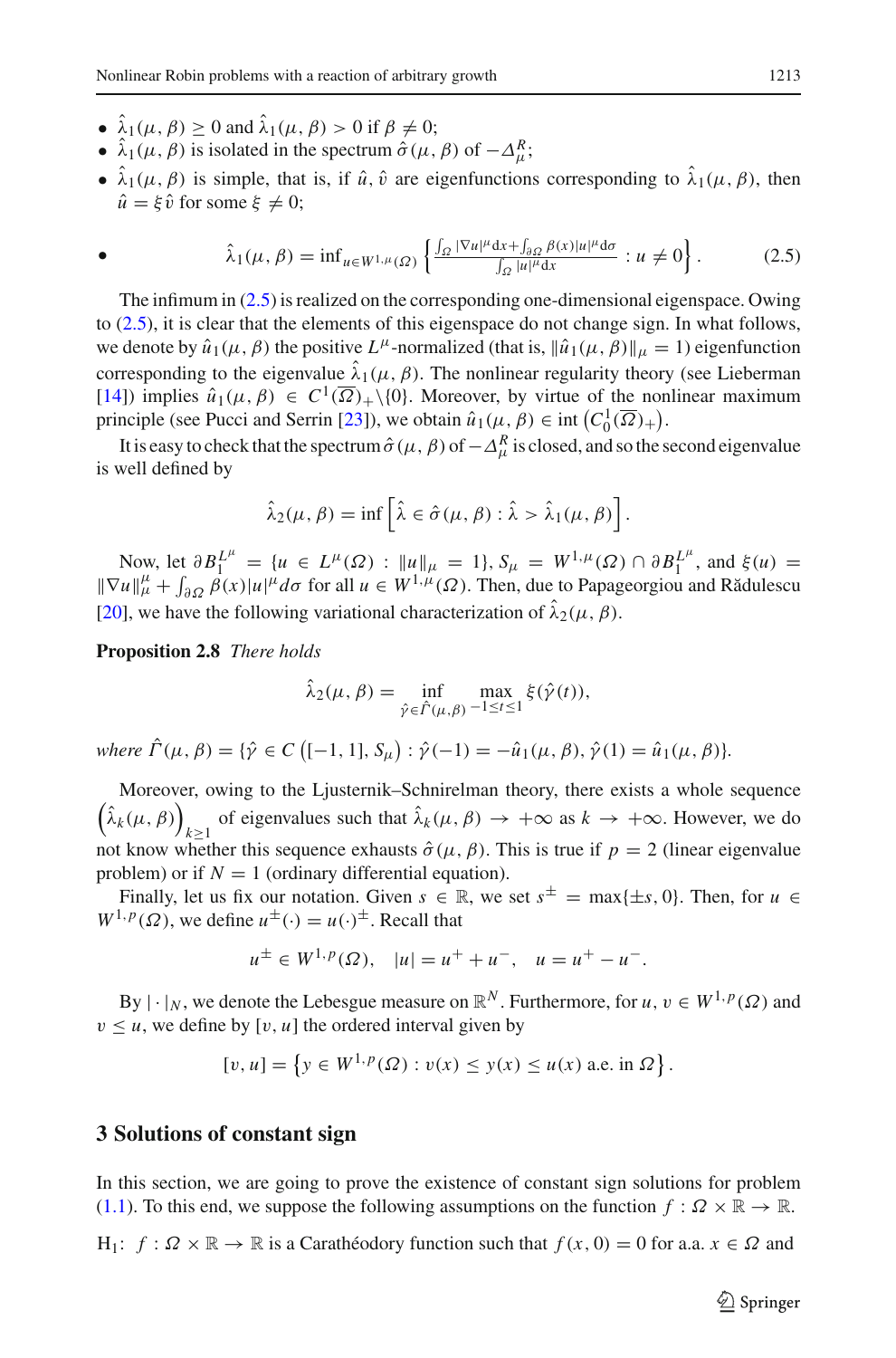- $\hat{\lambda}_1(\mu, \beta) \geq 0$ and $\hat{\lambda}_1(\mu, \beta) > 0$ if $\beta \neq 0$;
- $\hat{\lambda}_1(\mu, \beta)$ is isolated in the spectrum $\hat{\sigma}(\mu, \beta)$ of $-\Delta_\mu^R$;
- $\hat{\lambda}_1(\mu, \beta)$ is simple, that is, if $\hat{u}, \hat{v}$ are eigenfunctions corresponding to $\hat{\lambda}_1(\mu, \beta)$, then $\hat{u} = \xi \hat{v}$ for some $\xi \neq 0$;
- $$\hat{\lambda}_1(\mu, \beta) = \inf_{u \in W^{1,\mu}(\Omega)} \left\{ \frac{\int_\Omega |\nabla u|^\mu \mathrm{d}x + \int_{\partial\Omega} \beta(x)|u|^\mu \mathrm{d}\sigma}{\int_\Omega |u|^\mu \mathrm{d}x} : u \neq 0 \right\}. \tag{2.5}$$

The infimum in (2.5) is realized on the corresponding one-dimensional eigenspace. Owing to (2.5), it is clear that the elements of this eigenspace do not change sign. In what follows, we denote by $\hat{u}_1(\mu, \beta)$ the positive $L^\mu$-normalized (that is, $\|\hat{u}_1(\mu, \beta)\|_\mu = 1$) eigenfunction corresponding to the eigenvalue $\hat{\lambda}_1(\mu, \beta)$. The nonlinear regularity theory (see Lieberman [14]) implies $\hat{u}_1(\mu, \beta) \in C^1(\overline{\Omega})_+ \backslash \{0\}$. Moreover, by virtue of the nonlinear maximum principle (see Pucci and Serrin [23]), we obtain $\hat{u}_1(\mu, \beta) \in \operatorname{int}\left(C_0^1(\overline{\Omega})_+\right)$.

It is easy to check that the spectrum $\hat{\sigma}(\mu, \beta)$ of $-\Delta_\mu^R$ is closed, and so the second eigenvalue is well defined by

$$\hat{\lambda}_2(\mu, \beta) = \inf\left[\hat{\lambda} \in \hat{\sigma}(\mu, \beta) : \hat{\lambda} > \hat{\lambda}_1(\mu, \beta)\right].$$

Now, let $\partial B_1^{L^\mu} = \{u \in L^\mu(\Omega) : \|u\|_\mu = 1\}$, $S_\mu = W^{1,\mu}(\Omega) \cap \partial B_1^{L^\mu}$, and $\xi(u) = \|\nabla u\|_\mu^\mu + \int_{\partial\Omega} \beta(x)|u|^\mu d\sigma$ for all $u \in W^{1,\mu}(\Omega)$. Then, due to Papageorgiou and Rădulescu [20], we have the following variational characterization of $\hat{\lambda}_2(\mu, \beta)$.

**Proposition 2.8** *There holds*

$$\hat{\lambda}_2(\mu, \beta) = \inf_{\hat{\gamma} \in \hat{\Gamma}(\mu, \beta)} \max_{-1 \leq t \leq 1} \xi(\hat{\gamma}(t)),$$

*where* $\hat{\Gamma}(\mu, \beta) = \{\hat{\gamma} \in C\left([-1, 1], S_\mu\right) : \hat{\gamma}(-1) = -\hat{u}_1(\mu, \beta), \hat{\gamma}(1) = \hat{u}_1(\mu, \beta)\}$.

Moreover, owing to the Ljusternik–Schnirelman theory, there exists a whole sequence $\left(\hat{\lambda}_k(\mu, \beta)\right)_{k \geq 1}$ of eigenvalues such that $\hat{\lambda}_k(\mu, \beta) \to +\infty$ as $k \to +\infty$. However, we do not know whether this sequence exhausts $\hat{\sigma}(\mu, \beta)$. This is true if $p = 2$ (linear eigenvalue problem) or if $N = 1$ (ordinary differential equation).

Finally, let us fix our notation. Given $s \in \mathbb{R}$, we set $s^\pm = \max\{\pm s, 0\}$. Then, for $u \in W^{1,p}(\Omega)$, we define $u^\pm(\cdot) = u(\cdot)^\pm$. Recall that

$$u^\pm \in W^{1,p}(\Omega), \quad |u| = u^+ + u^-, \quad u = u^+ - u^-.$$

By $|\cdot|_N$, we denote the Lebesgue measure on $\mathbb{R}^N$. Furthermore, for $u, v \in W^{1,p}(\Omega)$ and $v \leq u$, we define by $[v, u]$ the ordered interval given by

$$[v, u] = \left\{y \in W^{1,p}(\Omega) : v(x) \leq y(x) \leq u(x) \text{ a.e. in } \Omega\right\}.$$

## 3 Solutions of constant sign

In this section, we are going to prove the existence of constant sign solutions for problem (1.1). To this end, we suppose the following assumptions on the function $f : \Omega \times \mathbb{R} \to \mathbb{R}$.

H$_1$: $f : \Omega \times \mathbb{R} \to \mathbb{R}$ is a Carathéodory function such that $f(x, 0) = 0$ for a.a. $x \in \Omega$ and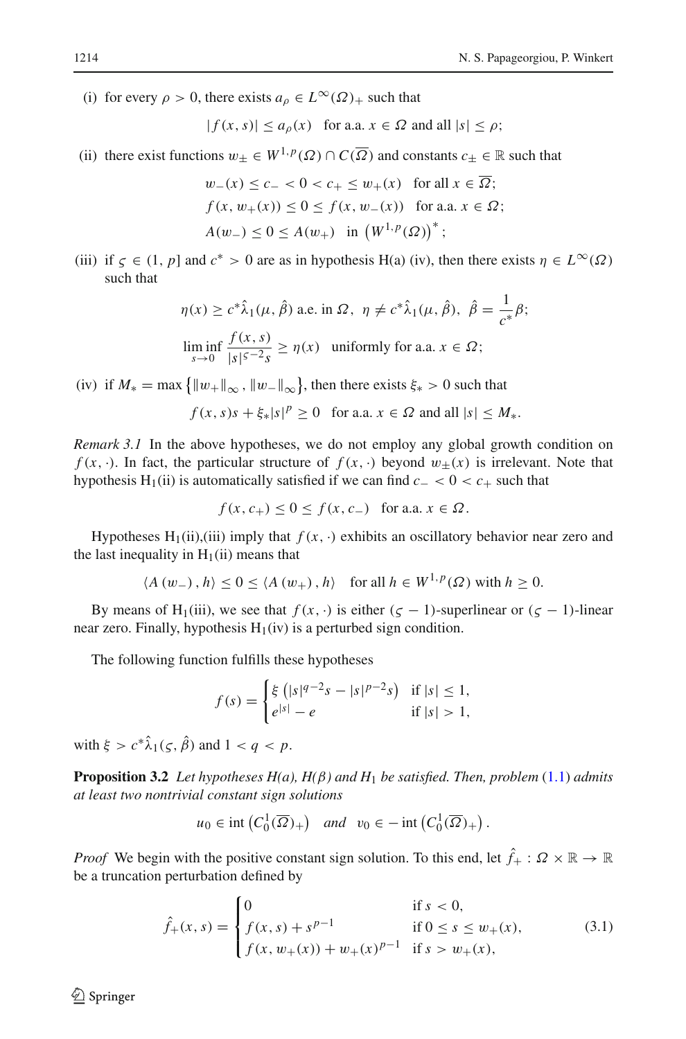(i) for every $\rho > 0$, there exists $a_\rho \in L^\infty(\Omega)_+$ such that

$$|f(x,s)| \le a_\rho(x) \quad \text{for a.a. } x \in \Omega \text{ and all } |s| \le \rho;$$

(ii) there exist functions $w_\pm \in W^{1,p}(\Omega) \cap C(\overline{\Omega})$ and constants $c_\pm \in \mathbb{R}$ such that

$$w_-(x) \le c_- < 0 < c_+ \le w_+(x) \quad \text{for all } x \in \overline{\Omega};$$
$$f(x, w_+(x)) \le 0 \le f(x, w_-(x)) \quad \text{for a.a. } x \in \Omega;$$
$$A(w_-) \le 0 \le A(w_+) \quad \text{in } \left(W^{1,p}(\Omega)\right)^*;$$

(iii) if $\varsigma \in (1, p]$ and $c^* > 0$ are as in hypothesis H(a) (iv), then there exists $\eta \in L^\infty(\Omega)$ such that

$$\eta(x) \ge c^* \hat{\lambda}_1(\mu, \hat{\beta}) \text{ a.e. in } \Omega, \ \eta \ne c^* \hat{\lambda}_1(\mu, \hat{\beta}), \ \hat{\beta} = \frac{1}{c^*}\beta;$$
$$\liminf_{s \to 0} \frac{f(x,s)}{|s|^{\varsigma-2}s} \ge \eta(x) \quad \text{uniformly for a.a. } x \in \Omega;$$

(iv) if $M_* = \max\left\{\|w_+\|_\infty, \|w_-\|_\infty\right\}$, then there exists $\xi_* > 0$ such that

$$f(x,s)s + \xi_*|s|^p \ge 0 \quad \text{for a.a. } x \in \Omega \text{ and all } |s| \le M_*.$$

*Remark 3.1* In the above hypotheses, we do not employ any global growth condition on $f(x, \cdot)$. In fact, the particular structure of $f(x, \cdot)$ beyond $w_\pm(x)$ is irrelevant. Note that hypothesis $\mathrm{H}_1$(ii) is automatically satisfied if we can find $c_- < 0 < c_+$ such that

$$f(x, c_+) \le 0 \le f(x, c_-) \quad \text{for a.a. } x \in \Omega.$$

Hypotheses $\mathrm{H}_1$(ii),(iii) imply that $f(x, \cdot)$ exhibits an oscillatory behavior near zero and the last inequality in $\mathrm{H}_1$(ii) means that

$$\langle A(w_-), h \rangle \le 0 \le \langle A(w_+), h \rangle \quad \text{for all } h \in W^{1,p}(\Omega) \text{ with } h \ge 0.$$

By means of $\mathrm{H}_1$(iii), we see that $f(x, \cdot)$ is either $(\varsigma - 1)$-superlinear or $(\varsigma - 1)$-linear near zero. Finally, hypothesis $\mathrm{H}_1$(iv) is a perturbed sign condition.

The following function fulfills these hypotheses

$$f(s) = \begin{cases} \xi \left(|s|^{q-2}s - |s|^{p-2}s\right) & \text{if } |s| \le 1, \\ e^{|s|} - e & \text{if } |s| > 1, \end{cases}$$

with $\xi > c^* \hat{\lambda}_1(\varsigma, \hat{\beta})$ and $1 < q < p$.

**Proposition 3.2** *Let hypotheses H(a), H($\beta$) and $\mathrm{H}_1$ be satisfied. Then, problem* (1.1) *admits at least two nontrivial constant sign solutions*

$$u_0 \in \operatorname{int}\left(C_0^1(\overline{\Omega})_+\right) \quad \text{and} \quad v_0 \in -\operatorname{int}\left(C_0^1(\overline{\Omega})_+\right).$$

*Proof* We begin with the positive constant sign solution. To this end, let $\hat{f}_+ : \Omega \times \mathbb{R} \to \mathbb{R}$ be a truncation perturbation defined by

$$\hat{f}_+(x,s) = \begin{cases} 0 & \text{if } s < 0, \\ f(x,s) + s^{p-1} & \text{if } 0 \le s \le w_+(x), \\ f(x, w_+(x)) + w_+(x)^{p-1} & \text{if } s > w_+(x), \end{cases} \tag{3.1}$$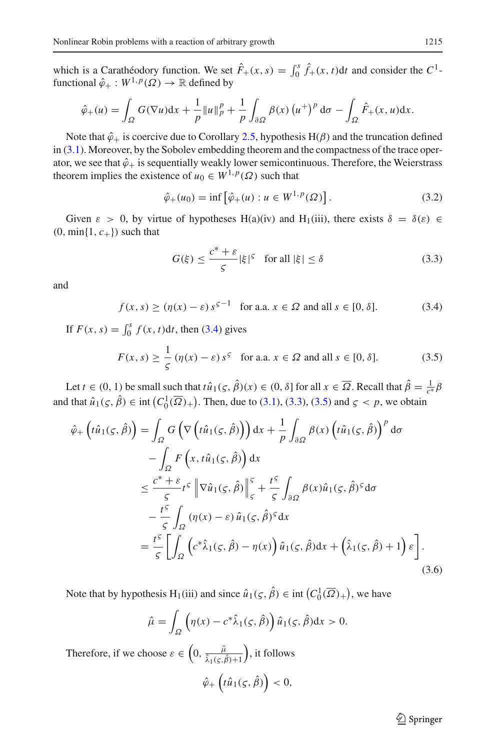which is a Carathéodory function. We set $\hat{F}_+(x,s) = \int_0^s \hat{f}_+(x,t)\mathrm{d}t$ and consider the $C^1$-functional $\hat{\varphi}_+ : W^{1,p}(\Omega) \to \mathbb{R}$ defined by

$$\hat{\varphi}_+(u) = \int_\Omega G(\nabla u)\mathrm{d}x + \frac{1}{p}\|u\|_p^p + \frac{1}{p}\int_{\partial\Omega} \beta(x)\left(u^+\right)^p \mathrm{d}\sigma - \int_\Omega \hat{F}_+(x,u)\mathrm{d}x.$$

Note that $\hat{\varphi}_+$ is coercive due to Corollary 2.5, hypothesis H($\beta$) and the truncation defined in (3.1). Moreover, by the Sobolev embedding theorem and the compactness of the trace operator, we see that $\hat{\varphi}_+$ is sequentially weakly lower semicontinuous. Therefore, the Weierstrass theorem implies the existence of $u_0 \in W^{1,p}(\Omega)$ such that

$$\hat{\varphi}_+(u_0) = \inf\left[\hat{\varphi}_+(u) : u \in W^{1,p}(\Omega)\right]. \tag{3.2}$$

Given $\varepsilon > 0$, by virtue of hypotheses H(a)(iv) and H$_1$(iii), there exists $\delta = \delta(\varepsilon) \in (0, \min\{1, c_+\})$ such that

$$G(\xi) \le \frac{c^* + \varepsilon}{\varsigma}|\xi|^\varsigma \quad \text{for all } |\xi| \le \delta \tag{3.3}$$

and

$$f(x,s) \ge (\eta(x) - \varepsilon)\, s^{\varsigma - 1} \quad \text{for a.a. } x \in \Omega \text{ and all } s \in [0,\delta]. \tag{3.4}$$

If $F(x,s) = \int_0^s f(x,t)\mathrm{d}t$, then (3.4) gives

$$F(x,s) \ge \frac{1}{\varsigma}(\eta(x) - \varepsilon)\, s^\varsigma \quad \text{for a.a. } x \in \Omega \text{ and all } s \in [0,\delta]. \tag{3.5}$$

Let $t \in (0,1)$ be small such that $t\hat{u}_1(\varsigma,\hat{\beta})(x) \in (0,\delta]$ for all $x \in \overline{\Omega}$. Recall that $\hat{\beta} = \frac{1}{c^*}\beta$ and that $\hat{u}_1(\varsigma,\hat{\beta}) \in \operatorname{int}\left(C_0^1(\overline{\Omega})_+\right)$. Then, due to (3.1), (3.3), (3.5) and $\varsigma < p$, we obtain

$$\begin{aligned}
\hat{\varphi}_+\left(t\hat{u}_1(\varsigma,\hat{\beta})\right) &= \int_\Omega G\left(\nabla\left(t\hat{u}_1(\varsigma,\hat{\beta})\right)\right)\mathrm{d}x + \frac{1}{p}\int_{\partial\Omega}\beta(x)\left(t\hat{u}_1(\varsigma,\hat{\beta})\right)^p \mathrm{d}\sigma \\
&\quad - \int_\Omega F\left(x, t\hat{u}_1(\varsigma,\hat{\beta})\right)\mathrm{d}x \\
&\le \frac{c^* + \varepsilon}{\varsigma} t^\varsigma \left\|\nabla \hat{u}_1(\varsigma,\hat{\beta})\right\|_\varsigma^\varsigma + \frac{t^\varsigma}{\varsigma}\int_{\partial\Omega}\beta(x)\hat{u}_1(\varsigma,\hat{\beta})^\varsigma \mathrm{d}\sigma \\
&\quad - \frac{t^\varsigma}{\varsigma}\int_\Omega (\eta(x) - \varepsilon)\,\hat{u}_1(\varsigma,\hat{\beta})^\varsigma \mathrm{d}x \\
&= \frac{t^\varsigma}{\varsigma}\left[\int_\Omega \left(c^*\hat{\lambda}_1(\varsigma,\hat{\beta}) - \eta(x)\right)\hat{u}_1(\varsigma,\hat{\beta})\mathrm{d}x + \left(\hat{\lambda}_1(\varsigma,\hat{\beta}) + 1\right)\varepsilon\right].
\end{aligned} \tag{3.6}$$

Note that by hypothesis H$_1$(iii) and since $\hat{u}_1(\varsigma,\hat{\beta}) \in \operatorname{int}\left(C_0^1(\overline{\Omega})_+\right)$, we have

$$\hat{\mu} = \int_\Omega \left(\eta(x) - c^*\hat{\lambda}_1(\varsigma,\hat{\beta})\right)\hat{u}_1(\varsigma,\hat{\beta})\mathrm{d}x > 0.$$

Therefore, if we choose $\varepsilon \in \left(0, \frac{\hat{\mu}}{\hat{\lambda}_1(\varsigma,\hat{\beta}) + 1}\right)$, it follows

$$\hat{\varphi}_+\left(t\hat{u}_1(\varsigma,\hat{\beta})\right) < 0,$$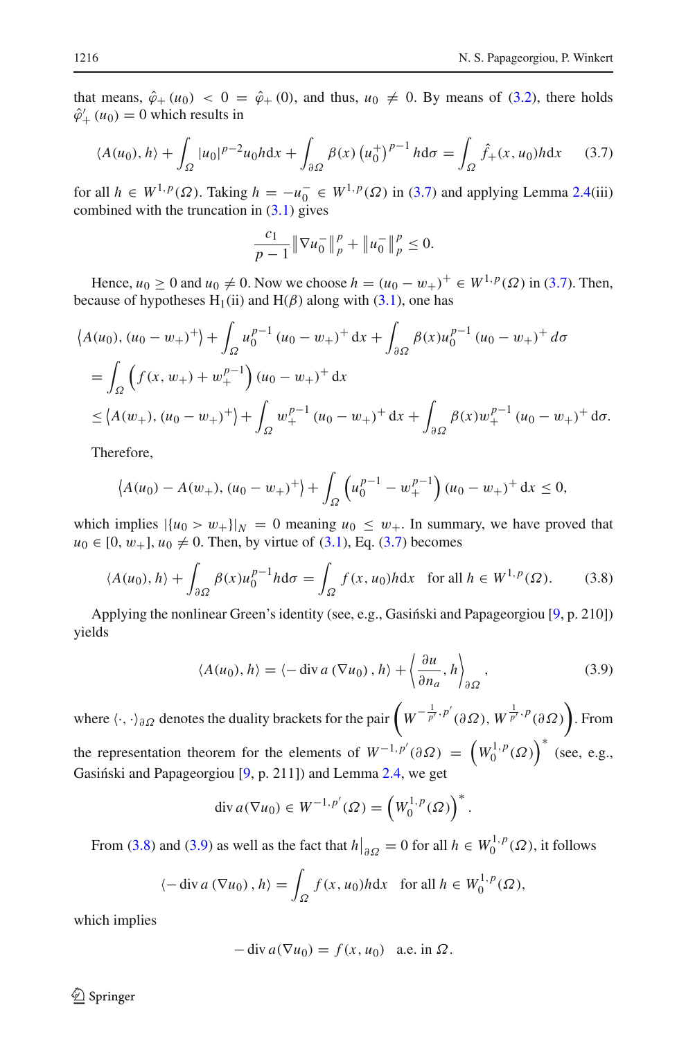that means, $\hat{\varphi}_+(u_0) < 0 = \hat{\varphi}_+(0)$, and thus, $u_0 \neq 0$. By means of (3.2), there holds $\hat{\varphi}'_+(u_0) = 0$ which results in

$$\langle A(u_0), h\rangle + \int_\Omega |u_0|^{p-2} u_0 h \mathrm{d}x + \int_{\partial\Omega} \beta(x) \left(u_0^+\right)^{p-1} h \mathrm{d}\sigma = \int_\Omega \hat{f}_+(x, u_0) h \mathrm{d}x \tag{3.7}$$

for all $h \in W^{1,p}(\Omega)$. Taking $h = -u_0^- \in W^{1,p}(\Omega)$ in (3.7) and applying Lemma 2.4(iii) combined with the truncation in (3.1) gives

$$\frac{c_1}{p-1}\left\|\nabla u_0^-\right\|_p^p + \left\|u_0^-\right\|_p^p \leq 0.$$

Hence, $u_0 \geq 0$ and $u_0 \neq 0$. Now we choose $h = (u_0 - w_+)^+ \in W^{1,p}(\Omega)$ in (3.7). Then, because of hypotheses $\mathrm{H}_1$(ii) and $\mathrm{H}(\beta)$ along with (3.1), one has

$$\begin{aligned}
&\left\langle A(u_0), (u_0 - w_+)^+\right\rangle + \int_\Omega u_0^{p-1}(u_0 - w_+)^+ \mathrm{d}x + \int_{\partial\Omega} \beta(x) u_0^{p-1}(u_0 - w_+)^+ d\sigma \\
&= \int_\Omega \left(f(x, w_+) + w_+^{p-1}\right)(u_0 - w_+)^+ \mathrm{d}x \\
&\leq \left\langle A(w_+), (u_0 - w_+)^+\right\rangle + \int_\Omega w_+^{p-1}(u_0 - w_+)^+ \mathrm{d}x + \int_{\partial\Omega} \beta(x) w_+^{p-1}(u_0 - w_+)^+ \mathrm{d}\sigma.
\end{aligned}$$

Therefore,

$$\left\langle A(u_0) - A(w_+), (u_0 - w_+)^+\right\rangle + \int_\Omega \left(u_0^{p-1} - w_+^{p-1}\right)(u_0 - w_+)^+ \mathrm{d}x \leq 0,$$

which implies $|\{u_0 > w_+\}|_N = 0$ meaning $u_0 \leq w_+$. In summary, we have proved that $u_0 \in [0, w_+]$, $u_0 \neq 0$. Then, by virtue of (3.1), Eq. (3.7) becomes

$$\langle A(u_0), h\rangle + \int_{\partial\Omega} \beta(x) u_0^{p-1} h \mathrm{d}\sigma = \int_\Omega f(x, u_0) h \mathrm{d}x \quad \text{for all } h \in W^{1,p}(\Omega). \tag{3.8}$$

Applying the nonlinear Green's identity (see, e.g., Gasiński and Papageorgiou [9, p. 210]) yields

$$\langle A(u_0), h\rangle = \langle -\operatorname{div} a(\nabla u_0), h\rangle + \left\langle \frac{\partial u}{\partial n_a}, h\right\rangle_{\partial\Omega}, \tag{3.9}$$

where $\langle\cdot,\cdot\rangle_{\partial\Omega}$ denotes the duality brackets for the pair $\left(W^{-\frac{1}{p'},p'}(\partial\Omega), W^{\frac{1}{p'},p}(\partial\Omega)\right)$. From the representation theorem for the elements of $W^{-1,p'}(\partial\Omega) = \left(W_0^{1,p}(\Omega)\right)^*$ (see, e.g., Gasiński and Papageorgiou [9, p. 211]) and Lemma 2.4, we get

$$\operatorname{div} a(\nabla u_0) \in W^{-1,p'}(\Omega) = \left(W_0^{1,p}(\Omega)\right)^*.$$

From (3.8) and (3.9) as well as the fact that $h\big|_{\partial\Omega} = 0$ for all $h \in W_0^{1,p}(\Omega)$, it follows

$$\langle -\operatorname{div} a(\nabla u_0), h\rangle = \int_\Omega f(x, u_0) h \mathrm{d}x \quad \text{for all } h \in W_0^{1,p}(\Omega),$$

which implies

$$-\operatorname{div} a(\nabla u_0) = f(x, u_0) \quad \text{a.e. in } \Omega.$$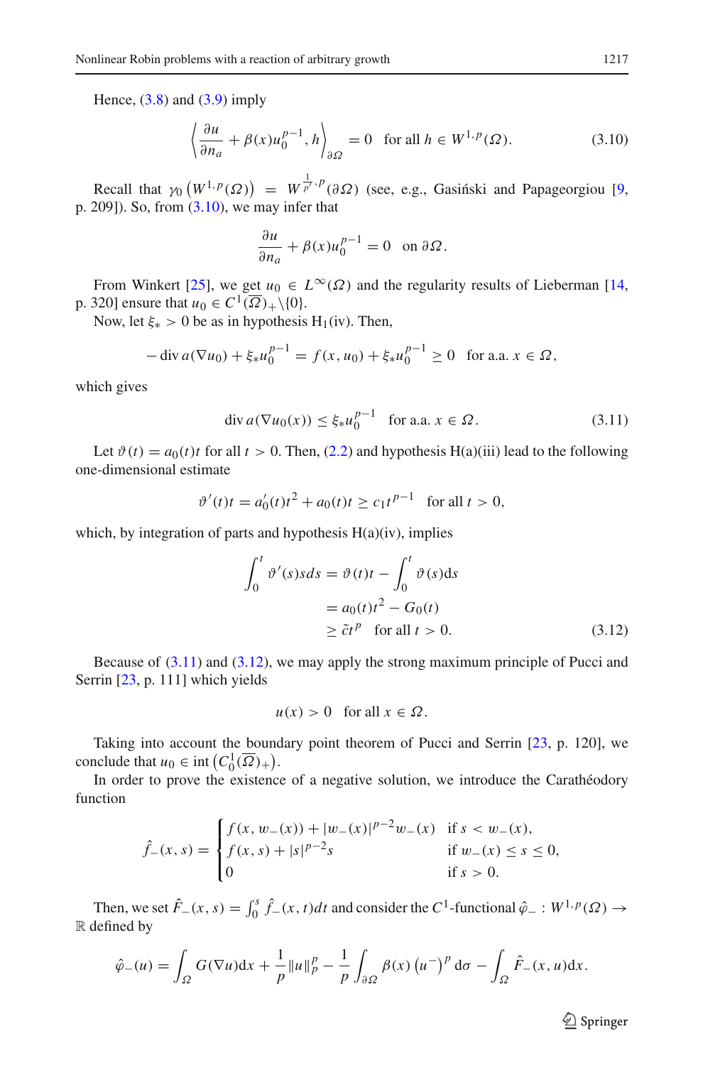Hence, (3.8) and (3.9) imply

$$\left\langle \frac{\partial u}{\partial n_a} + \beta(x) u_0^{p-1}, h \right\rangle_{\partial \Omega} = 0 \quad \text{for all } h \in W^{1,p}(\Omega). \tag{3.10}$$

Recall that $\gamma_0 \left( W^{1,p}(\Omega) \right) = W^{\frac{1}{p'},p}(\partial \Omega)$ (see, e.g., Gasiński and Papageorgiou [9, p. 209]). So, from (3.10), we may infer that

$$\frac{\partial u}{\partial n_a} + \beta(x) u_0^{p-1} = 0 \quad \text{on } \partial \Omega.$$

From Winkert [25], we get $u_0 \in L^{\infty}(\Omega)$ and the regularity results of Lieberman [14, p. 320] ensure that $u_0 \in C^1(\overline{\Omega})_+ \backslash \{0\}$.

Now, let $\xi_* > 0$ be as in hypothesis H$_1$(iv). Then,

$$-\operatorname{div} a(\nabla u_0) + \xi_* u_0^{p-1} = f(x, u_0) + \xi_* u_0^{p-1} \geq 0 \quad \text{for a.a. } x \in \Omega,$$

which gives

$$\operatorname{div} a(\nabla u_0(x)) \leq \xi_* u_0^{p-1} \quad \text{for a.a. } x \in \Omega. \tag{3.11}$$

Let $\vartheta(t) = a_0(t) t$ for all $t > 0$. Then, (2.2) and hypothesis H(a)(iii) lead to the following one-dimensional estimate

$$\vartheta'(t) t = a_0'(t) t^2 + a_0(t) t \geq c_1 t^{p-1} \quad \text{for all } t > 0,$$

which, by integration of parts and hypothesis H(a)(iv), implies

$$\begin{aligned}
\int_0^t \vartheta'(s) s ds &= \vartheta(t) t - \int_0^t \vartheta(s) \mathrm{d}s \\
&= a_0(t) t^2 - G_0(t) \\
&\geq \tilde{c} t^p \quad \text{for all } t > 0.
\end{aligned} \tag{3.12}$$

Because of (3.11) and (3.12), we may apply the strong maximum principle of Pucci and Serrin [23, p. 111] which yields

$$u(x) > 0 \quad \text{for all } x \in \Omega.$$

Taking into account the boundary point theorem of Pucci and Serrin [23, p. 120], we conclude that $u_0 \in \operatorname{int}\left( C_0^1(\overline{\Omega})_+ \right)$.

In order to prove the existence of a negative solution, we introduce the Carathéodory function

$$\hat{f}_-(x, s) = \begin{cases} f(x, w_-(x)) + |w_-(x)|^{p-2} w_-(x) & \text{if } s < w_-(x), \\ f(x, s) + |s|^{p-2} s & \text{if } w_-(x) \leq s \leq 0, \\ 0 & \text{if } s > 0. \end{cases}$$

Then, we set $\hat{F}_-(x, s) = \int_0^s \hat{f}_-(x, t) dt$ and consider the $C^1$-functional $\hat{\varphi}_- : W^{1,p}(\Omega) \to \mathbb{R}$ defined by

$$\hat{\varphi}_-(u) = \int_{\Omega} G(\nabla u) \mathrm{d}x + \frac{1}{p} \|u\|_p^p - \frac{1}{p} \int_{\partial \Omega} \beta(x) \left( u^- \right)^p \mathrm{d}\sigma - \int_{\Omega} \hat{F}_-(x, u) \mathrm{d}x.$$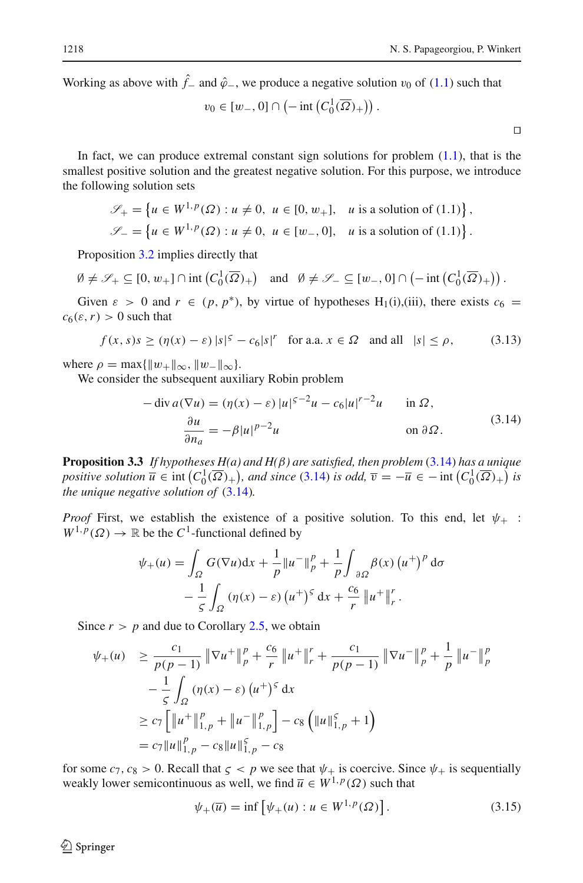Working as above with $\hat{f}_-$ and $\hat{\varphi}_-$, we produce a negative solution $v_0$ of (1.1) such that

$$v_0 \in [w_-, 0] \cap \left(-\operatorname{int}\left(C_0^1(\overline{\Omega})_+\right)\right).$$

□

In fact, we can produce extremal constant sign solutions for problem (1.1), that is the smallest positive solution and the greatest negative solution. For this purpose, we introduce the following solution sets

$$\mathscr{S}_+ = \left\{u \in W^{1,p}(\Omega) : u \neq 0,\ u \in [0, w_+],\quad u \text{ is a solution of (1.1)}\right\},$$
$$\mathscr{S}_- = \left\{u \in W^{1,p}(\Omega) : u \neq 0,\ u \in [w_-, 0],\quad u \text{ is a solution of (1.1)}\right\}.$$

Proposition 3.2 implies directly that

$$\emptyset \neq \mathscr{S}_+ \subseteq [0, w_+] \cap \operatorname{int}\left(C_0^1(\overline{\Omega})_+\right) \quad \text{and} \quad \emptyset \neq \mathscr{S}_- \subseteq [w_-, 0] \cap \left(-\operatorname{int}\left(C_0^1(\overline{\Omega})_+\right)\right).$$

Given $\varepsilon > 0$ and $r \in (p, p^*)$, by virtue of hypotheses H$_1$(i),(iii), there exists $c_6 = c_6(\varepsilon, r) > 0$ such that

$$f(x,s)s \geq (\eta(x) - \varepsilon)\,|s|^\varsigma - c_6|s|^r \quad \text{for a.a. } x \in \Omega \quad \text{and all} \quad |s| \leq \rho, \tag{3.13}$$

where $\rho = \max\{\|w_+\|_\infty, \|w_-\|_\infty\}$.

We consider the subsequent auxiliary Robin problem

$$\begin{aligned}
-\operatorname{div} a(\nabla u) &= (\eta(x) - \varepsilon)\,|u|^{\varsigma-2}u - c_6|u|^{r-2}u \qquad &&\text{in } \Omega,\\
\frac{\partial u}{\partial n_a} &= -\beta|u|^{p-2}u &&\text{on } \partial\Omega.
\end{aligned} \tag{3.14}$$

**Proposition 3.3** *If hypotheses H(a) and H(β) are satisfied, then problem (3.14) has a unique positive solution $\overline{u} \in \operatorname{int}\left(C_0^1(\overline{\Omega})_+\right)$, and since (3.14) is odd, $\overline{v} = -\overline{u} \in -\operatorname{int}\left(C_0^1(\overline{\Omega})_+\right)$ is the unique negative solution of (3.14).*

*Proof* First, we establish the existence of a positive solution. To this end, let $\psi_+ : W^{1,p}(\Omega) \to \mathbb{R}$ be the $C^1$-functional defined by

$$\begin{aligned}
\psi_+(u) &= \int_\Omega G(\nabla u)\mathrm{d}x + \frac{1}{p}\|u^-\|_p^p + \frac{1}{p}\int_{\partial\Omega} \beta(x)\left(u^+\right)^p \mathrm{d}\sigma\\
&\quad - \frac{1}{\varsigma}\int_\Omega (\eta(x) - \varepsilon)\left(u^+\right)^\varsigma \mathrm{d}x + \frac{c_6}{r}\left\|u^+\right\|_r^r.
\end{aligned}$$

Since $r > p$ and due to Corollary 2.5, we obtain

$$\begin{aligned}
\psi_+(u) &\geq \frac{c_1}{p(p-1)}\left\|\nabla u^+\right\|_p^p + \frac{c_6}{r}\left\|u^+\right\|_r^r + \frac{c_1}{p(p-1)}\left\|\nabla u^-\right\|_p^p + \frac{1}{p}\left\|u^-\right\|_p^p\\
&\quad - \frac{1}{\varsigma}\int_\Omega (\eta(x) - \varepsilon)\left(u^+\right)^\varsigma \mathrm{d}x\\
&\geq c_7\left[\left\|u^+\right\|_{1,p}^p + \left\|u^-\right\|_{1,p}^p\right] - c_8\left(\|u\|_{1,p}^\varsigma + 1\right)\\
&= c_7\|u\|_{1,p}^p - c_8\|u\|_{1,p}^\varsigma - c_8
\end{aligned}$$

for some $c_7, c_8 > 0$. Recall that $\varsigma < p$ we see that $\psi_+$ is coercive. Since $\psi_+$ is sequentially weakly lower semicontinuous as well, we find $\overline{u} \in W^{1,p}(\Omega)$ such that

$$\psi_+(\overline{u}) = \inf\left[\psi_+(u) : u \in W^{1,p}(\Omega)\right]. \tag{3.15}$$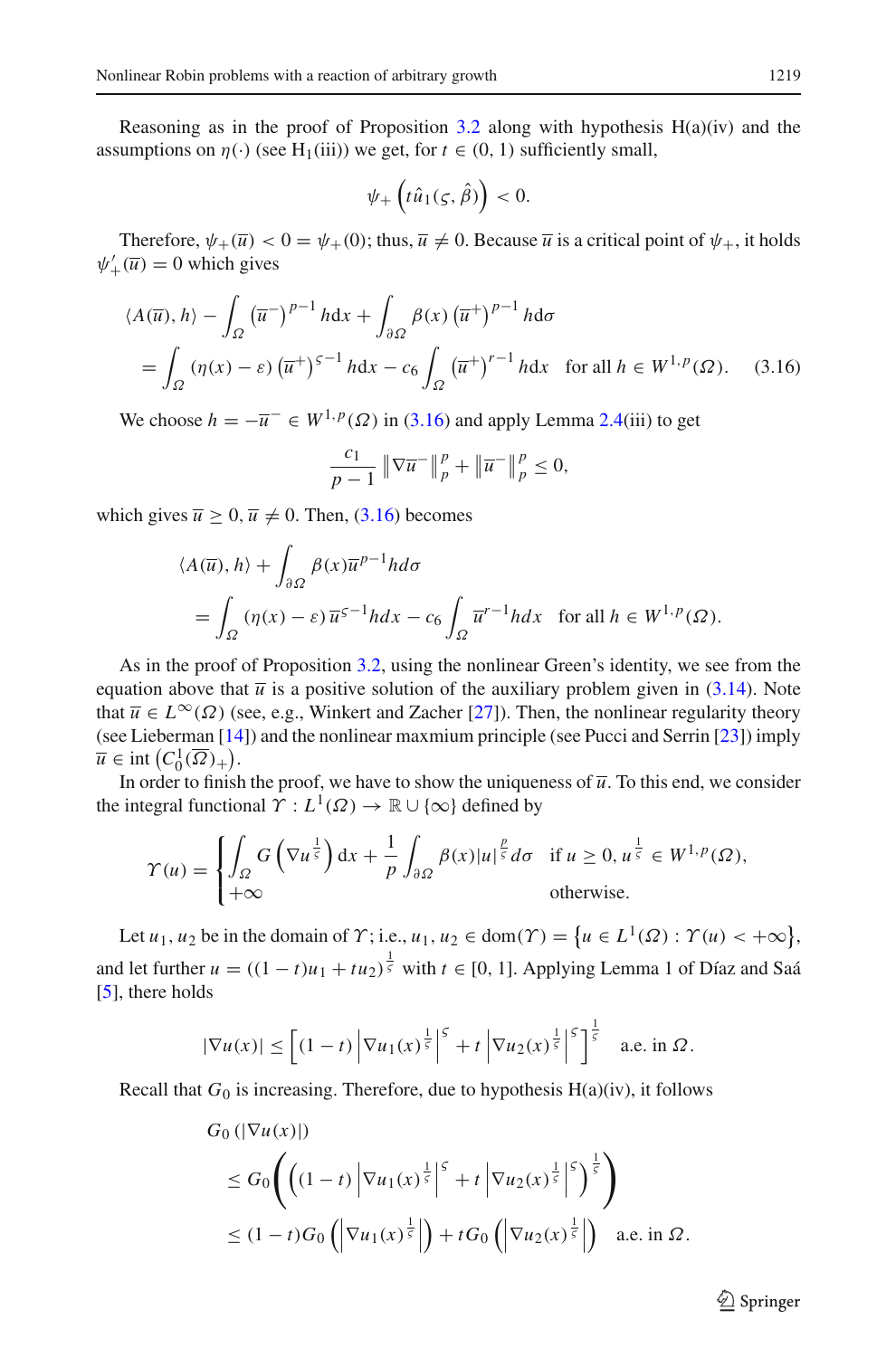Reasoning as in the proof of Proposition 3.2 along with hypothesis H(a)(iv) and the assumptions on $\eta(\cdot)$ (see H$_1$(iii)) we get, for $t \in (0,1)$ sufficiently small,

$$\psi_+\left(t\hat{u}_1(\varsigma, \hat{\beta})\right) < 0.$$

Therefore, $\psi_+(\overline{u}) < 0 = \psi_+(0)$; thus, $\overline{u} \neq 0$. Because $\overline{u}$ is a critical point of $\psi_+$, it holds $\psi_+'(\overline{u}) = 0$ which gives

$$\begin{aligned}
&\langle A(\overline{u}), h\rangle - \int_\Omega \left(\overline{u}^-\right)^{p-1} h \mathrm{d}x + \int_{\partial\Omega} \beta(x) \left(\overline{u}^+\right)^{p-1} h \mathrm{d}\sigma \\
&\quad = \int_\Omega (\eta(x) - \varepsilon) \left(\overline{u}^+\right)^{\varsigma-1} h \mathrm{d}x - c_6 \int_\Omega \left(\overline{u}^+\right)^{r-1} h \mathrm{d}x \quad \text{for all } h \in W^{1,p}(\Omega).
\end{aligned} \tag{3.16}$$

We choose $h = -\overline{u}^- \in W^{1,p}(\Omega)$ in (3.16) and apply Lemma 2.4(iii) to get

$$\frac{c_1}{p-1} \left\|\nabla \overline{u}^-\right\|_p^p + \left\|\overline{u}^-\right\|_p^p \leq 0,$$

which gives $\overline{u} \geq 0, \overline{u} \neq 0$. Then, (3.16) becomes

$$\begin{aligned}
&\langle A(\overline{u}), h\rangle + \int_{\partial\Omega} \beta(x) \overline{u}^{p-1} h d\sigma \\
&\quad = \int_\Omega (\eta(x) - \varepsilon) \overline{u}^{\varsigma-1} h dx - c_6 \int_\Omega \overline{u}^{r-1} h dx \quad \text{for all } h \in W^{1,p}(\Omega).
\end{aligned}$$

As in the proof of Proposition 3.2, using the nonlinear Green's identity, we see from the equation above that $\overline{u}$ is a positive solution of the auxiliary problem given in (3.14). Note that $\overline{u} \in L^\infty(\Omega)$ (see, e.g., Winkert and Zacher [27]). Then, the nonlinear regularity theory (see Lieberman [14]) and the nonlinear maxmium principle (see Pucci and Serrin [23]) imply $\overline{u} \in \operatorname{int}\left(C_0^1(\overline{\Omega})_+\right)$.

In order to finish the proof, we have to show the uniqueness of $\overline{u}$. To this end, we consider the integral functional $\Upsilon : L^1(\Omega) \to \mathbb{R} \cup \{\infty\}$ defined by

$$\Upsilon(u) = \begin{cases} \displaystyle\int_\Omega G\left(\nabla u^{\frac{1}{\varsigma}}\right) \mathrm{d}x + \frac{1}{p}\int_{\partial\Omega} \beta(x)|u|^{\frac{p}{\varsigma}} d\sigma & \text{if } u \geq 0, u^{\frac{1}{\varsigma}} \in W^{1,p}(\Omega), \\ +\infty & \text{otherwise.} \end{cases}$$

Let $u_1, u_2$ be in the domain of $\Upsilon$; i.e., $u_1, u_2 \in \operatorname{dom}(\Upsilon) = \left\{u \in L^1(\Omega) : \Upsilon(u) < +\infty\right\}$, and let further $u = ((1-t)u_1 + tu_2)^{\frac{1}{\varsigma}}$ with $t \in [0,1]$. Applying Lemma 1 of Díaz and Saá [5], there holds

$$|\nabla u(x)| \leq \left[(1-t)\left|\nabla u_1(x)^{\frac{1}{\varsigma}}\right|^\varsigma + t\left|\nabla u_2(x)^{\frac{1}{\varsigma}}\right|^\varsigma\right]^{\frac{1}{\varsigma}} \quad \text{a.e. in } \Omega.$$

Recall that $G_0$ is increasing. Therefore, due to hypothesis H(a)(iv), it follows

$$\begin{aligned}
&G_0\left(|\nabla u(x)|\right) \\
&\quad \leq G_0\left(\left((1-t)\left|\nabla u_1(x)^{\frac{1}{\varsigma}}\right|^\varsigma + t\left|\nabla u_2(x)^{\frac{1}{\varsigma}}\right|^\varsigma\right)^{\frac{1}{\varsigma}}\right) \\
&\quad \leq (1-t) G_0\left(\left|\nabla u_1(x)^{\frac{1}{\varsigma}}\right|\right) + t G_0\left(\left|\nabla u_2(x)^{\frac{1}{\varsigma}}\right|\right) \quad \text{a.e. in } \Omega.
\end{aligned}$$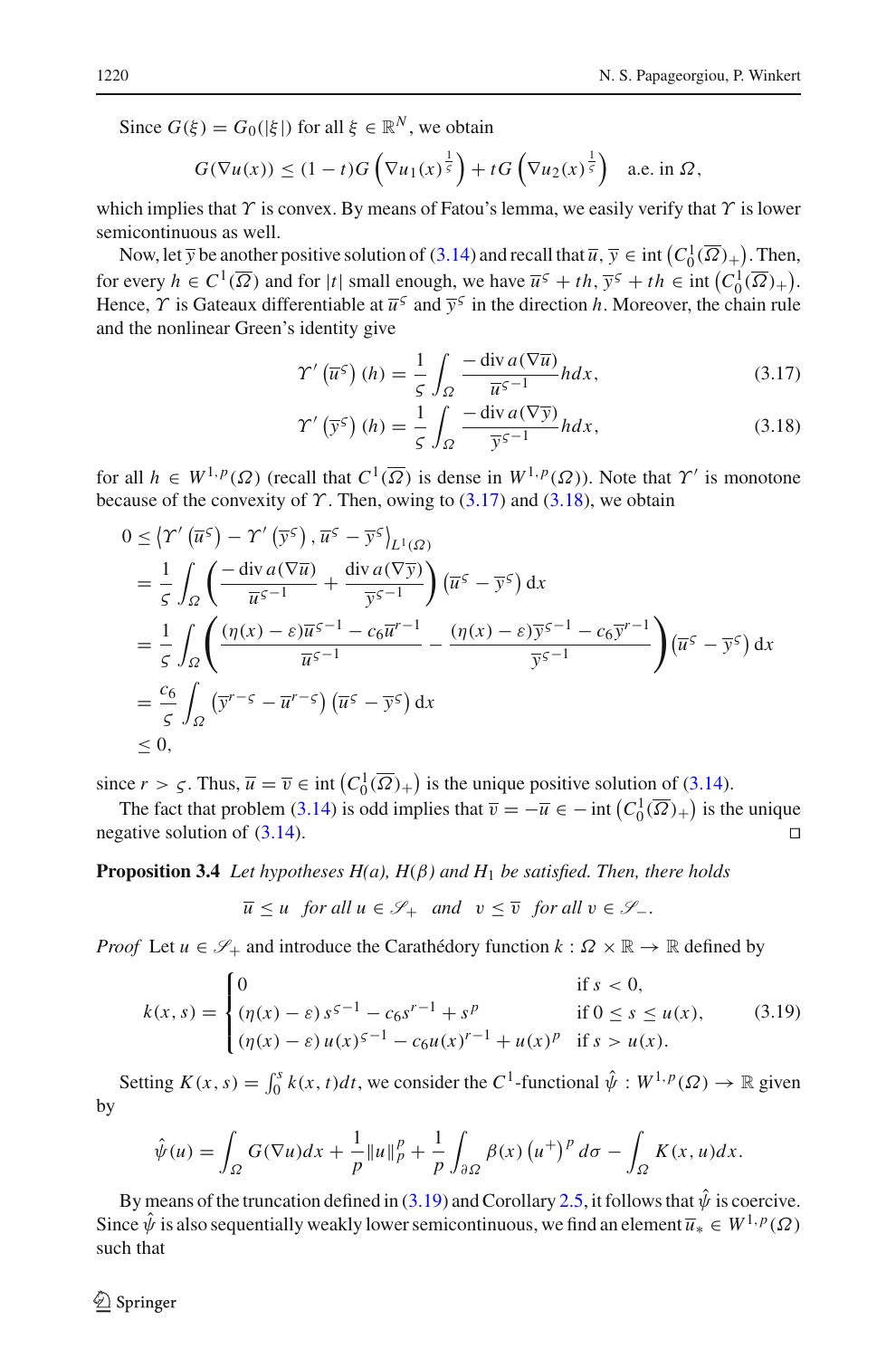Since $G(\xi) = G_0(|\xi|)$ for all $\xi \in \mathbb{R}^N$, we obtain

$$G(\nabla u(x)) \leq (1-t)G\left(\nabla u_1(x)^{\frac{1}{\varsigma}}\right) + tG\left(\nabla u_2(x)^{\frac{1}{\varsigma}}\right) \quad \text{a.e. in } \Omega,$$

which implies that $\Upsilon$ is convex. By means of Fatou's lemma, we easily verify that $\Upsilon$ is lower semicontinuous as well.

Now, let $\overline{y}$ be another positive solution of (3.14) and recall that $\overline{u}, \overline{y} \in \operatorname{int}\left(C_0^1(\overline{\Omega})_+\right)$. Then, for every $h \in C^1(\overline{\Omega})$ and for $|t|$ small enough, we have $\overline{u}^\varsigma + th, \overline{y}^\varsigma + th \in \operatorname{int}\left(C_0^1(\overline{\Omega})_+\right)$. Hence, $\Upsilon$ is Gateaux differentiable at $\overline{u}^\varsigma$ and $\overline{y}^\varsigma$ in the direction $h$. Moreover, the chain rule and the nonlinear Green's identity give

$$\Upsilon'\left(\overline{u}^\varsigma\right)(h) = \frac{1}{\varsigma}\int_\Omega \frac{-\operatorname{div} a(\nabla \overline{u})}{\overline{u}^{\varsigma-1}} h dx, \tag{3.17}$$

$$\Upsilon'\left(\overline{y}^\varsigma\right)(h) = \frac{1}{\varsigma}\int_\Omega \frac{-\operatorname{div} a(\nabla \overline{y})}{\overline{y}^{\varsigma-1}} h dx, \tag{3.18}$$

for all $h \in W^{1,p}(\Omega)$ (recall that $C^1(\overline{\Omega})$ is dense in $W^{1,p}(\Omega)$). Note that $\Upsilon'$ is monotone because of the convexity of $\Upsilon$. Then, owing to (3.17) and (3.18), we obtain

$$\begin{aligned}
0 &\leq \left\langle \Upsilon'\left(\overline{u}^\varsigma\right) - \Upsilon'\left(\overline{y}^\varsigma\right), \overline{u}^\varsigma - \overline{y}^\varsigma \right\rangle_{L^1(\Omega)} \\
&= \frac{1}{\varsigma}\int_\Omega \left(\frac{-\operatorname{div} a(\nabla \overline{u})}{\overline{u}^{\varsigma-1}} + \frac{\operatorname{div} a(\nabla \overline{y})}{\overline{y}^{\varsigma-1}}\right)\left(\overline{u}^\varsigma - \overline{y}^\varsigma\right) \mathrm{d}x \\
&= \frac{1}{\varsigma}\int_\Omega \left(\frac{(\eta(x)-\varepsilon)\overline{u}^{\varsigma-1} - c_6\overline{u}^{r-1}}{\overline{u}^{\varsigma-1}} - \frac{(\eta(x)-\varepsilon)\overline{y}^{\varsigma-1} - c_6\overline{y}^{r-1}}{\overline{y}^{\varsigma-1}}\right)\left(\overline{u}^\varsigma - \overline{y}^\varsigma\right) \mathrm{d}x \\
&= \frac{c_6}{\varsigma}\int_\Omega \left(\overline{y}^{r-\varsigma} - \overline{u}^{r-\varsigma}\right)\left(\overline{u}^\varsigma - \overline{y}^\varsigma\right) \mathrm{d}x \\
&\leq 0,
\end{aligned}$$

since $r > \varsigma$. Thus, $\overline{u} = \overline{v} \in \operatorname{int}\left(C_0^1(\overline{\Omega})_+\right)$ is the unique positive solution of (3.14).

The fact that problem (3.14) is odd implies that $\overline{v} = -\overline{u} \in -\operatorname{int}\left(C_0^1(\overline{\Omega})_+\right)$ is the unique negative solution of (3.14). $\square$

**Proposition 3.4** *Let hypotheses H(a), H($\beta$) and $H_1$ be satisfied. Then, there holds*

$$\overline{u} \leq u \quad \text{for all } u \in \mathscr{S}_+ \quad \text{and} \quad v \leq \overline{v} \quad \text{for all } v \in \mathscr{S}_-.$$

*Proof* Let $u \in \mathscr{S}_+$ and introduce the Carathéodory function $k : \Omega \times \mathbb{R} \to \mathbb{R}$ defined by

$$k(x,s) = \begin{cases} 0 & \text{if } s < 0, \\ (\eta(x)-\varepsilon)\, s^{\varsigma-1} - c_6 s^{r-1} + s^p & \text{if } 0 \leq s \leq u(x), \\ (\eta(x)-\varepsilon)\, u(x)^{\varsigma-1} - c_6 u(x)^{r-1} + u(x)^p & \text{if } s > u(x). \end{cases} \tag{3.19}$$

Setting $K(x,s) = \int_0^s k(x,t)dt$, we consider the $C^1$-functional $\hat{\psi} : W^{1,p}(\Omega) \to \mathbb{R}$ given by

$$\hat{\psi}(u) = \int_\Omega G(\nabla u)dx + \frac{1}{p}\|u\|_p^p + \frac{1}{p}\int_{\partial\Omega} \beta(x)\left(u^+\right)^p d\sigma - \int_\Omega K(x,u)dx.$$

By means of the truncation defined in (3.19) and Corollary 2.5, it follows that $\hat{\psi}$ is coercive. Since $\hat{\psi}$ is also sequentially weakly lower semicontinuous, we find an element $\overline{u}_* \in W^{1,p}(\Omega)$ such that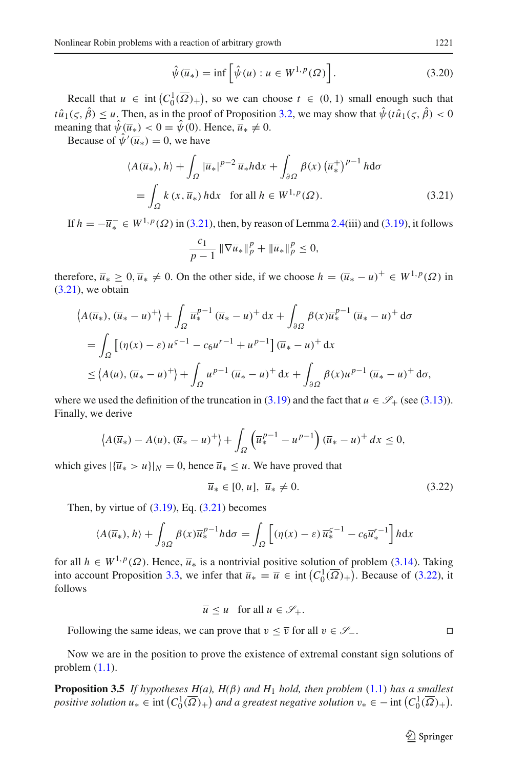$$\hat{\psi}(\overline{u}_*) = \inf\left[\hat{\psi}(u) : u \in W^{1,p}(\Omega)\right]. \tag{3.20}$$

Recall that $u \in \operatorname{int}\left(C_0^1(\overline{\Omega})_+\right)$, so we can choose $t \in (0,1)$ small enough such that $t\hat{u}_1(\varsigma, \hat{\beta}) \leq u$. Then, as in the proof of Proposition 3.2, we may show that $\hat{\psi}(t\hat{u}_1(\varsigma, \hat{\beta}) < 0$ meaning that $\hat{\psi}(\overline{u}_*) < 0 = \hat{\psi}(0)$. Hence, $\overline{u}_* \neq 0$.

Because of $\hat{\psi}'(\overline{u}_*) = 0$, we have

$$\begin{aligned}
&\langle A(\overline{u}_*), h\rangle + \int_\Omega |\overline{u}_*|^{p-2}\,\overline{u}_* h \mathrm{d}x + \int_{\partial\Omega} \beta(x)\left(\overline{u}_*^+\right)^{p-1} h \mathrm{d}\sigma \\
&= \int_\Omega k\left(x, \overline{u}_*\right) h \mathrm{d}x \quad \text{for all } h \in W^{1,p}(\Omega).
\end{aligned} \tag{3.21}$$

If $h = -\overline{u}_*^- \in W^{1,p}(\Omega)$ in (3.21), then, by reason of Lemma 2.4(iii) and (3.19), it follows

$$\frac{c_1}{p-1}\|\nabla \overline{u}_*\|_p^p + \|\overline{u}_*\|_p^p \leq 0,$$

therefore, $\overline{u}_* \geq 0, \overline{u}_* \neq 0$. On the other side, if we choose $h = (\overline{u}_* - u)^+ \in W^{1,p}(\Omega)$ in (3.21), we obtain

$$\begin{aligned}
&\left\langle A(\overline{u}_*), (\overline{u}_* - u)^+\right\rangle + \int_\Omega \overline{u}_*^{p-1}\left(\overline{u}_* - u\right)^+ \mathrm{d}x + \int_{\partial\Omega} \beta(x)\overline{u}_*^{p-1}\left(\overline{u}_* - u\right)^+ \mathrm{d}\sigma \\
&= \int_\Omega \left[(\eta(x) - \varepsilon)\, u^{\varsigma-1} - c_6 u^{r-1} + u^{p-1}\right]\left(\overline{u}_* - u\right)^+ \mathrm{d}x \\
&\leq \left\langle A(u), (\overline{u}_* - u)^+\right\rangle + \int_\Omega u^{p-1}\left(\overline{u}_* - u\right)^+ \mathrm{d}x + \int_{\partial\Omega} \beta(x) u^{p-1}\left(\overline{u}_* - u\right)^+ \mathrm{d}\sigma,
\end{aligned}$$

where we used the definition of the truncation in (3.19) and the fact that $u \in \mathscr{S}_+$ (see (3.13)). Finally, we derive

$$\left\langle A(\overline{u}_*) - A(u), (\overline{u}_* - u)^+\right\rangle + \int_\Omega \left(\overline{u}_*^{p-1} - u^{p-1}\right)\left(\overline{u}_* - u\right)^+ dx \leq 0,$$

which gives $|\{\overline{u}_* > u\}|_N = 0$, hence $\overline{u}_* \leq u$. We have proved that

$$\overline{u}_* \in [0, u], \;\; \overline{u}_* \neq 0. \tag{3.22}$$

Then, by virtue of (3.19), Eq. (3.21) becomes

$$\langle A(\overline{u}_*), h\rangle + \int_{\partial\Omega} \beta(x)\overline{u}_*^{p-1} h \mathrm{d}\sigma = \int_\Omega \left[(\eta(x) - \varepsilon)\,\overline{u}_*^{\varsigma-1} - c_6\overline{u}_*^{r-1}\right] h \mathrm{d}x$$

for all $h \in W^{1,p}(\Omega)$. Hence, $\overline{u}_*$ is a nontrivial positive solution of problem (3.14). Taking into account Proposition 3.3, we infer that $\overline{u}_* = \overline{u} \in \operatorname{int}\left(C_0^1(\overline{\Omega})_+\right)$. Because of (3.22), it follows

$$\overline{u} \leq u \quad \text{for all } u \in \mathscr{S}_+.$$

Following the same ideas, we can prove that $v \leq \overline{v}$ for all $v \in \mathscr{S}_-$. $\square$

Now we are in the position to prove the existence of extremal constant sign solutions of problem (1.1).

**Proposition 3.5** *If hypotheses $H(a)$, $H(\beta)$ and $H_1$ hold, then problem (1.1) has a smallest positive solution $u_* \in \operatorname{int}\left(C_0^1(\overline{\Omega})_+\right)$ and a greatest negative solution $v_* \in -\operatorname{int}\left(C_0^1(\overline{\Omega})_+\right)$.*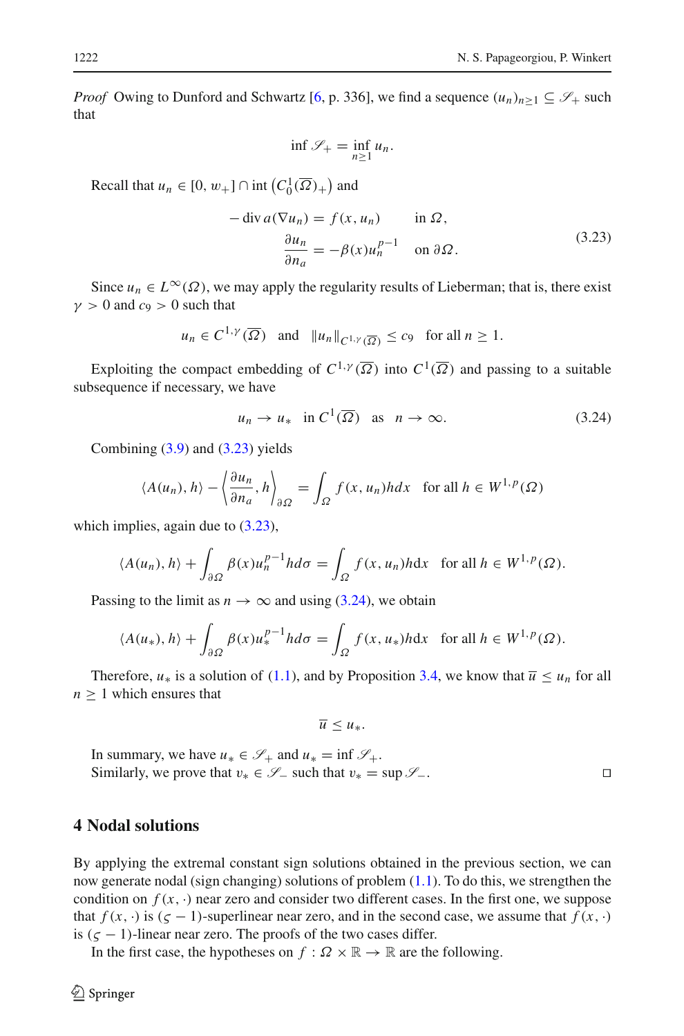*Proof* Owing to Dunford and Schwartz [6, p. 336], we find a sequence $(u_n)_{n\geq 1} \subseteq \mathscr{S}_+$ such that

$$\inf \mathscr{S}_+ = \inf_{n\geq 1} u_n.$$

Recall that $u_n \in [0, w_+] \cap \operatorname{int}\left(C_0^1(\overline{\Omega})_+\right)$ and

$$\begin{aligned} -\operatorname{div} a(\nabla u_n) &= f(x, u_n) \qquad \text{in } \Omega, \\ \frac{\partial u_n}{\partial n_a} &= -\beta(x) u_n^{p-1} \quad \text{on } \partial\Omega. \end{aligned} \tag{3.23}$$

Since $u_n \in L^\infty(\Omega)$, we may apply the regularity results of Lieberman; that is, there exist $\gamma > 0$ and $c_9 > 0$ such that

$$u_n \in C^{1,\gamma}(\overline{\Omega}) \quad \text{and} \quad \|u_n\|_{C^{1,\gamma}(\overline{\Omega})} \leq c_9 \quad \text{for all } n \geq 1.$$

Exploiting the compact embedding of $C^{1,\gamma}(\overline{\Omega})$ into $C^1(\overline{\Omega})$ and passing to a suitable subsequence if necessary, we have

$$u_n \to u_* \quad \text{in } C^1(\overline{\Omega}) \quad \text{as} \quad n \to \infty. \tag{3.24}$$

Combining (3.9) and (3.23) yields

$$\langle A(u_n), h\rangle - \left\langle \frac{\partial u_n}{\partial n_a}, h \right\rangle_{\partial\Omega} = \int_\Omega f(x, u_n) h dx \quad \text{for all } h \in W^{1,p}(\Omega)$$

which implies, again due to (3.23),

$$\langle A(u_n), h\rangle + \int_{\partial\Omega} \beta(x) u_n^{p-1} h d\sigma = \int_\Omega f(x, u_n) h dx \quad \text{for all } h \in W^{1,p}(\Omega).$$

Passing to the limit as $n \to \infty$ and using (3.24), we obtain

$$\langle A(u_*), h\rangle + \int_{\partial\Omega} \beta(x) u_*^{p-1} h d\sigma = \int_\Omega f(x, u_*) h dx \quad \text{for all } h \in W^{1,p}(\Omega).$$

Therefore, $u_*$ is a solution of (1.1), and by Proposition 3.4, we know that $\overline{u} \leq u_n$ for all $n \geq 1$ which ensures that

$$\overline{u} \leq u_*.$$

In summary, we have $u_* \in \mathscr{S}_+$ and $u_* = \inf \mathscr{S}_+$.
Similarly, we prove that $v_* \in \mathscr{S}_-$ such that $v_* = \sup \mathscr{S}_-$. □

## 4 Nodal solutions

By applying the extremal constant sign solutions obtained in the previous section, we can now generate nodal (sign changing) solutions of problem (1.1). To do this, we strengthen the condition on $f(x, \cdot)$ near zero and consider two different cases. In the first one, we suppose that $f(x, \cdot)$ is $(\varsigma - 1)$-superlinear near zero, and in the second case, we assume that $f(x, \cdot)$ is $(\varsigma - 1)$-linear near zero. The proofs of the two cases differ.

In the first case, the hypotheses on $f : \Omega \times \mathbb{R} \to \mathbb{R}$ are the following.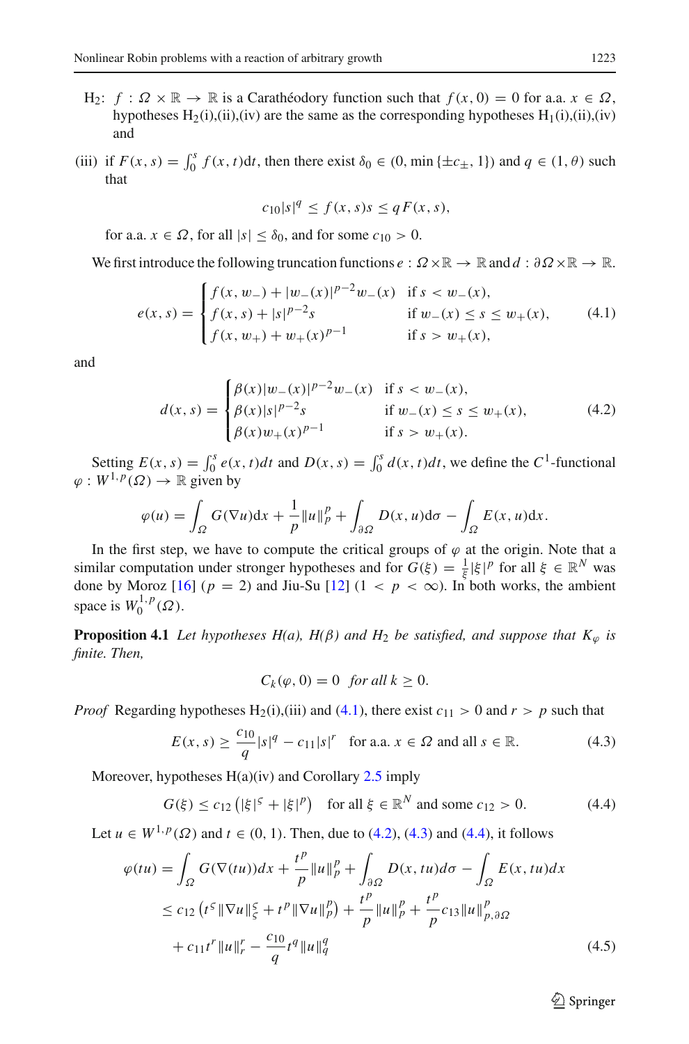H$_2$: $f : \Omega \times \mathbb{R} \to \mathbb{R}$ is a Carathéodory function such that $f(x, 0) = 0$ for a.a. $x \in \Omega$, hypotheses H$_2$(i),(ii),(iv) are the same as the corresponding hypotheses H$_1$(i),(ii),(iv) and

(iii) if $F(x, s) = \int_0^s f(x, t)\mathrm{d}t$, then there exist $\delta_0 \in (0, \min\{\pm c_\pm, 1\})$ and $q \in (1, \theta)$ such that

$$c_{10}|s|^q \leq f(x, s)s \leq qF(x, s),$$

for a.a. $x \in \Omega$, for all $|s| \leq \delta_0$, and for some $c_{10} > 0$.

We first introduce the following truncation functions $e : \Omega \times \mathbb{R} \to \mathbb{R}$ and $d : \partial\Omega \times \mathbb{R} \to \mathbb{R}$.

$$e(x, s) = \begin{cases} f(x, w_-) + |w_-(x)|^{p-2}w_-(x) & \text{if } s < w_-(x), \\ f(x, s) + |s|^{p-2}s & \text{if } w_-(x) \leq s \leq w_+(x), \\ f(x, w_+) + w_+(x)^{p-1} & \text{if } s > w_+(x), \end{cases} \tag{4.1}$$

and

$$d(x, s) = \begin{cases} \beta(x)|w_-(x)|^{p-2}w_-(x) & \text{if } s < w_-(x), \\ \beta(x)|s|^{p-2}s & \text{if } w_-(x) \leq s \leq w_+(x), \\ \beta(x)w_+(x)^{p-1} & \text{if } s > w_+(x). \end{cases} \tag{4.2}$$

Setting $E(x, s) = \int_0^s e(x, t)dt$ and $D(x, s) = \int_0^s d(x, t)dt$, we define the $C^1$-functional $\varphi : W^{1,p}(\Omega) \to \mathbb{R}$ given by

$$\varphi(u) = \int_\Omega G(\nabla u)\mathrm{d}x + \frac{1}{p}\|u\|_p^p + \int_{\partial\Omega} D(x, u)\mathrm{d}\sigma - \int_\Omega E(x, u)\mathrm{d}x.$$

In the first step, we have to compute the critical groups of $\varphi$ at the origin. Note that a similar computation under stronger hypotheses and for $G(\xi) = \frac{1}{\xi}|\xi|^p$ for all $\xi \in \mathbb{R}^N$ was done by Moroz [16] ($p = 2$) and Jiu-Su [12] ($1 < p < \infty$). In both works, the ambient space is $W_0^{1,p}(\Omega)$.

**Proposition 4.1** *Let hypotheses H(a), H(β) and H$_2$ be satisfied, and suppose that $K_\varphi$ is finite. Then,*

$$C_k(\varphi, 0) = 0 \quad \textit{for all } k \geq 0.$$

*Proof* Regarding hypotheses H$_2$(i),(iii) and (4.1), there exist $c_{11} > 0$ and $r > p$ such that

$$E(x, s) \geq \frac{c_{10}}{q}|s|^q - c_{11}|s|^r \quad \text{for a.a. } x \in \Omega \text{ and all } s \in \mathbb{R}. \tag{4.3}$$

Moreover, hypotheses H(a)(iv) and Corollary 2.5 imply

$$G(\xi) \leq c_{12}\left(|\xi|^\varsigma + |\xi|^p\right) \quad \text{for all } \xi \in \mathbb{R}^N \text{ and some } c_{12} > 0. \tag{4.4}$$

Let $u \in W^{1,p}(\Omega)$ and $t \in (0, 1)$. Then, due to (4.2), (4.3) and (4.4), it follows

$$\begin{aligned} \varphi(tu) &= \int_\Omega G(\nabla(tu))dx + \frac{t^p}{p}\|u\|_p^p + \int_{\partial\Omega} D(x, tu)d\sigma - \int_\Omega E(x, tu)dx \\ &\leq c_{12}\left(t^\varsigma\|\nabla u\|_\varsigma^\varsigma + t^p\|\nabla u\|_p^p\right) + \frac{t^p}{p}\|u\|_p^p + \frac{t^p}{p}c_{13}\|u\|_{p,\partial\Omega}^p \\ &\quad + c_{11}t^r\|u\|_r^r - \frac{c_{10}}{q}t^q\|u\|_q^q \end{aligned} \tag{4.5}$$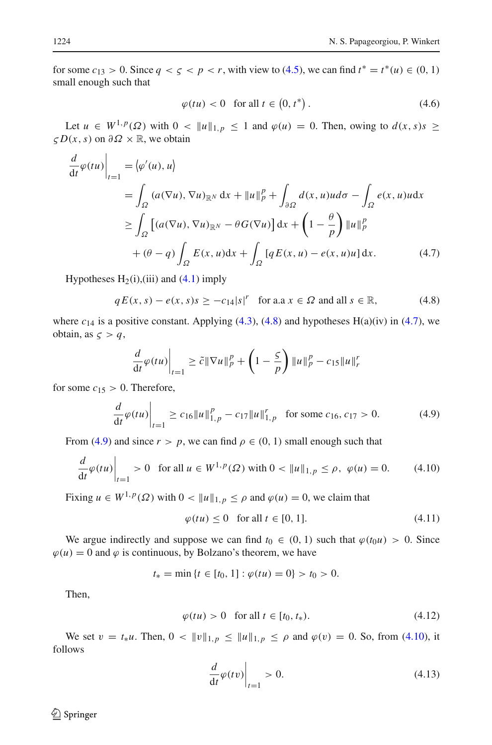for some $c_{13} > 0$. Since $q < \varsigma < p < r$, with view to (4.5), we can find $t^* = t^*(u) \in (0, 1)$ small enough such that

$$\varphi(tu) < 0 \quad \text{for all } t \in \left(0, t^*\right). \tag{4.6}$$

Let $u \in W^{1,p}(\Omega)$ with $0 < \|u\|_{1,p} \leq 1$ and $\varphi(u) = 0$. Then, owing to $d(x, s)s \geq \varsigma D(x, s)$ on $\partial\Omega \times \mathbb{R}$, we obtain

$$\begin{aligned}
\frac{d}{\mathrm{d}t}\varphi(tu)\bigg|_{t=1} &= \left\langle \varphi'(u), u\right\rangle \\
&= \int_\Omega (a(\nabla u), \nabla u)_{\mathbb{R}^N}\, \mathrm{d}x + \|u\|_p^p + \int_{\partial\Omega} d(x, u)u\mathrm{d}\sigma - \int_\Omega e(x, u)u\mathrm{d}x \\
&\geq \int_\Omega \left[(a(\nabla u), \nabla u)_{\mathbb{R}^N} - \theta G(\nabla u)\right] \mathrm{d}x + \left(1 - \frac{\theta}{p}\right) \|u\|_p^p \\
&\quad + (\theta - q) \int_\Omega E(x, u)\mathrm{d}x + \int_\Omega \left[qE(x, u) - e(x, u)u\right] \mathrm{d}x.
\end{aligned} \tag{4.7}$$

Hypotheses $\mathrm{H}_2$(i),(iii) and (4.1) imply

$$qE(x, s) - e(x, s)s \geq -c_{14}|s|^r \quad \text{for a.a } x \in \Omega \text{ and all } s \in \mathbb{R}, \tag{4.8}$$

where $c_{14}$ is a positive constant. Applying (4.3), (4.8) and hypotheses H(a)(iv) in (4.7), we obtain, as $\varsigma > q$,

$$\frac{d}{\mathrm{d}t}\varphi(tu)\bigg|_{t=1} \geq \tilde{c}\|\nabla u\|_p^p + \left(1 - \frac{\varsigma}{p}\right) \|u\|_p^p - c_{15}\|u\|_r^r$$

for some $c_{15} > 0$. Therefore,

$$\frac{d}{\mathrm{d}t}\varphi(tu)\bigg|_{t=1} \geq c_{16}\|u\|_{1,p}^p - c_{17}\|u\|_{1,p}^r \quad \text{for some } c_{16}, c_{17} > 0. \tag{4.9}$$

From (4.9) and since $r > p$, we can find $\rho \in (0, 1)$ small enough such that

$$\frac{d}{\mathrm{d}t}\varphi(tu)\bigg|_{t=1} > 0 \quad \text{for all } u \in W^{1,p}(\Omega) \text{ with } 0 < \|u\|_{1,p} \leq \rho,\ \varphi(u) = 0. \tag{4.10}$$

Fixing $u \in W^{1,p}(\Omega)$ with $0 < \|u\|_{1,p} \leq \rho$ and $\varphi(u) = 0$, we claim that

$$\varphi(tu) \leq 0 \quad \text{for all } t \in [0, 1]. \tag{4.11}$$

We argue indirectly and suppose we can find $t_0 \in (0, 1)$ such that $\varphi(t_0 u) > 0$. Since $\varphi(u) = 0$ and $\varphi$ is continuous, by Bolzano's theorem, we have

$$t_* = \min\left\{t \in [t_0, 1] : \varphi(tu) = 0\right\} > t_0 > 0.$$

Then,

$$\varphi(tu) > 0 \quad \text{for all } t \in [t_0, t_*). \tag{4.12}$$

We set $v = t_* u$. Then, $0 < \|v\|_{1,p} \leq \|u\|_{1,p} \leq \rho$ and $\varphi(v) = 0$. So, from (4.10), it follows

$$\frac{d}{\mathrm{d}t}\varphi(tv)\bigg|_{t=1} > 0. \tag{4.13}$$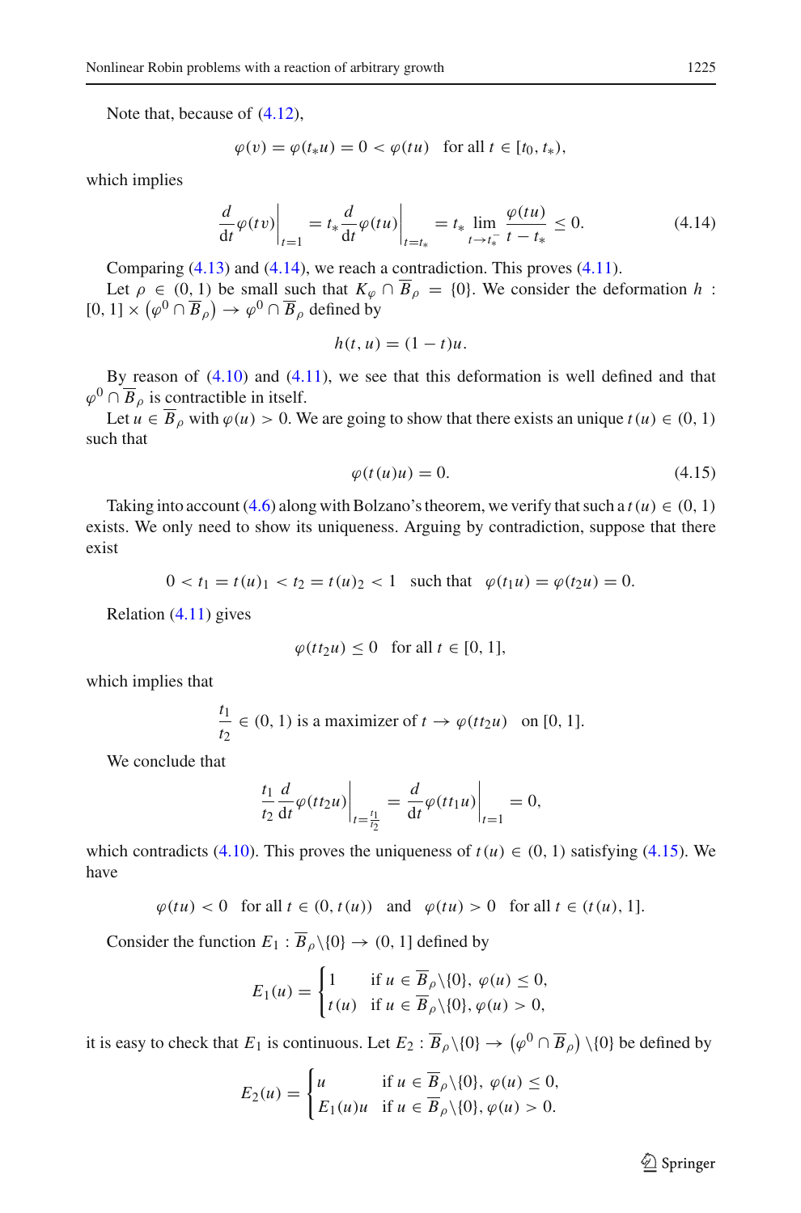Note that, because of (4.12),

$$\varphi(v) = \varphi(t_* u) = 0 < \varphi(tu) \quad \text{for all } t \in [t_0, t_*),$$

which implies

$$\frac{d}{dt}\varphi(tv)\Big|_{t=1} = t_* \frac{d}{dt}\varphi(tu)\Big|_{t=t_*} = t_* \lim_{t \to t_*^-} \frac{\varphi(tu)}{t - t_*} \le 0. \tag{4.14}$$

Comparing (4.13) and (4.14), we reach a contradiction. This proves (4.11).

Let $\rho \in (0, 1)$ be small such that $K_\varphi \cap \overline{B}_\rho = \{0\}$. We consider the deformation $h : [0, 1] \times \left(\varphi^0 \cap \overline{B}_\rho\right) \to \varphi^0 \cap \overline{B}_\rho$ defined by

$$h(t, u) = (1 - t)u.$$

By reason of (4.10) and (4.11), we see that this deformation is well defined and that $\varphi^0 \cap \overline{B}_\rho$ is contractible in itself.

Let $u \in \overline{B}_\rho$ with $\varphi(u) > 0$. We are going to show that there exists an unique $t(u) \in (0, 1)$ such that

$$\varphi(t(u)u) = 0. \tag{4.15}$$

Taking into account (4.6) along with Bolzano's theorem, we verify that such a $t(u) \in (0, 1)$ exists. We only need to show its uniqueness. Arguing by contradiction, suppose that there exist

$$0 < t_1 = t(u)_1 < t_2 = t(u)_2 < 1 \quad \text{such that} \quad \varphi(t_1 u) = \varphi(t_2 u) = 0.$$

Relation (4.11) gives

$$\varphi(t t_2 u) \le 0 \quad \text{for all } t \in [0, 1],$$

which implies that

$$\frac{t_1}{t_2} \in (0, 1) \text{ is a maximizer of } t \to \varphi(t t_2 u) \quad \text{on } [0, 1].$$

We conclude that

$$\frac{t_1}{t_2} \frac{d}{dt}\varphi(t t_2 u)\Big|_{t=\frac{t_1}{t_2}} = \frac{d}{dt}\varphi(t t_1 u)\Big|_{t=1} = 0,$$

which contradicts (4.10). This proves the uniqueness of $t(u) \in (0, 1)$ satisfying (4.15). We have

$$\varphi(tu) < 0 \quad \text{for all } t \in (0, t(u)) \quad \text{and} \quad \varphi(tu) > 0 \quad \text{for all } t \in (t(u), 1].$$

Consider the function $E_1 : \overline{B}_\rho \backslash \{0\} \to (0, 1]$ defined by

$$E_1(u) = \begin{cases} 1 & \text{if } u \in \overline{B}_\rho \backslash \{0\},\ \varphi(u) \le 0, \\ t(u) & \text{if } u \in \overline{B}_\rho \backslash \{0\}, \varphi(u) > 0, \end{cases}$$

it is easy to check that $E_1$ is continuous. Let $E_2 : \overline{B}_\rho \backslash \{0\} \to \left(\varphi^0 \cap \overline{B}_\rho\right) \backslash \{0\}$ be defined by

$$E_2(u) = \begin{cases} u & \text{if } u \in \overline{B}_\rho \backslash \{0\},\ \varphi(u) \le 0, \\ E_1(u)u & \text{if } u \in \overline{B}_\rho \backslash \{0\}, \varphi(u) > 0. \end{cases}$$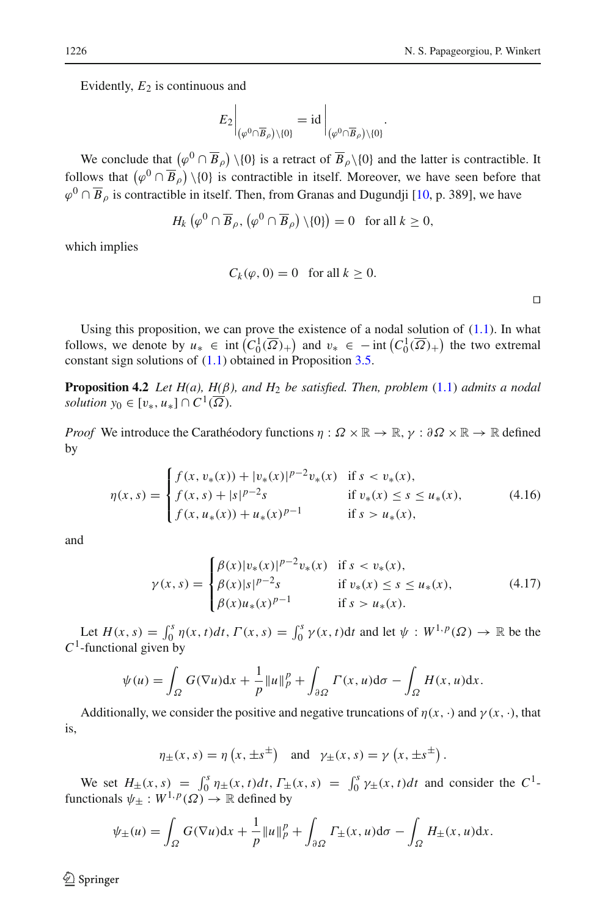Evidently, $E_2$ is continuous and

$$E_2\Big|_{(\varphi^0\cap\overline{B}_\rho)\setminus\{0\}} = \mathrm{id}\Big|_{(\varphi^0\cap\overline{B}_\rho)\setminus\{0\}}.$$

We conclude that $\left(\varphi^0 \cap \overline{B}_\rho\right)\setminus\{0\}$ is a retract of $\overline{B}_\rho\setminus\{0\}$ and the latter is contractible. It follows that $\left(\varphi^0 \cap \overline{B}_\rho\right)\setminus\{0\}$ is contractible in itself. Moreover, we have seen before that $\varphi^0 \cap \overline{B}_\rho$ is contractible in itself. Then, from Granas and Dugundji [10, p. 389], we have

$$H_k\left(\varphi^0 \cap \overline{B}_\rho, \left(\varphi^0 \cap \overline{B}_\rho\right)\setminus\{0\}\right) = 0 \quad \text{for all } k \geq 0,$$

which implies

$$C_k(\varphi, 0) = 0 \quad \text{for all } k \geq 0.$$

□

Using this proposition, we can prove the existence of a nodal solution of (1.1). In what follows, we denote by $u_* \in \operatorname{int}\left(C_0^1(\overline{\Omega})_+\right)$ and $v_* \in -\operatorname{int}\left(C_0^1(\overline{\Omega})_+\right)$ the two extremal constant sign solutions of (1.1) obtained in Proposition 3.5.

**Proposition 4.2** *Let $H(a)$, $H(\beta)$, and $H_2$ be satisfied. Then, problem* (1.1) *admits a nodal solution $y_0 \in [v_*, u_*] \cap C^1(\overline{\Omega})$.*

*Proof* We introduce the Carathéodory functions $\eta : \Omega \times \mathbb{R} \to \mathbb{R}$, $\gamma : \partial\Omega \times \mathbb{R} \to \mathbb{R}$ defined by

$$\eta(x,s) = \begin{cases} f(x, v_*(x)) + |v_*(x)|^{p-2}v_*(x) & \text{if } s < v_*(x), \\ f(x,s) + |s|^{p-2}s & \text{if } v_*(x) \leq s \leq u_*(x), \\ f(x, u_*(x)) + u_*(x)^{p-1} & \text{if } s > u_*(x), \end{cases} \tag{4.16}$$

and

$$\gamma(x,s) = \begin{cases} \beta(x)|v_*(x)|^{p-2}v_*(x) & \text{if } s < v_*(x), \\ \beta(x)|s|^{p-2}s & \text{if } v_*(x) \leq s \leq u_*(x), \\ \beta(x)u_*(x)^{p-1} & \text{if } s > u_*(x). \end{cases} \tag{4.17}$$

Let $H(x,s) = \int_0^s \eta(x,t)dt$, $\Gamma(x,s) = \int_0^s \gamma(x,t)\mathrm{d}t$ and let $\psi : W^{1,p}(\Omega) \to \mathbb{R}$ be the $C^1$-functional given by

$$\psi(u) = \int_\Omega G(\nabla u)\mathrm{d}x + \frac{1}{p}\|u\|_p^p + \int_{\partial\Omega} \Gamma(x,u)\mathrm{d}\sigma - \int_\Omega H(x,u)\mathrm{d}x.$$

Additionally, we consider the positive and negative truncations of $\eta(x,\cdot)$ and $\gamma(x,\cdot)$, that is,

$$\eta_\pm(x,s) = \eta\left(x, \pm s^\pm\right) \quad \text{and} \quad \gamma_\pm(x,s) = \gamma\left(x, \pm s^\pm\right).$$

We set $H_\pm(x,s) = \int_0^s \eta_\pm(x,t)dt$, $\Gamma_\pm(x,s) = \int_0^s \gamma_\pm(x,t)dt$ and consider the $C^1$-functionals $\psi_\pm : W^{1,p}(\Omega) \to \mathbb{R}$ defined by

$$\psi_\pm(u) = \int_\Omega G(\nabla u)\mathrm{d}x + \frac{1}{p}\|u\|_p^p + \int_{\partial\Omega} \Gamma_\pm(x,u)\mathrm{d}\sigma - \int_\Omega H_\pm(x,u)\mathrm{d}x.$$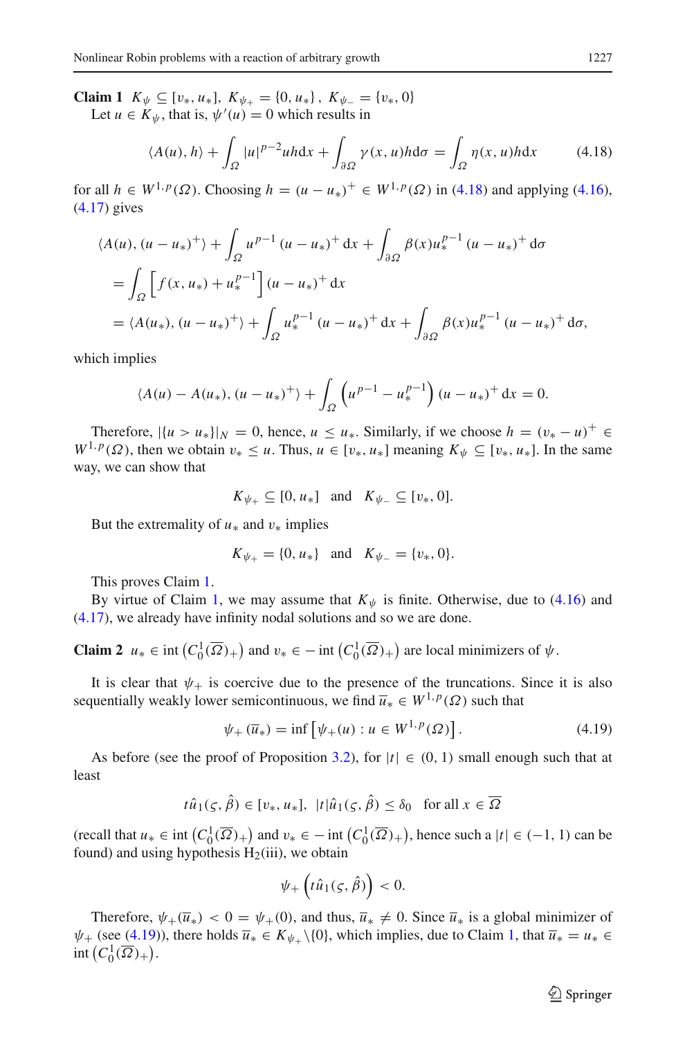**Claim 1** $K_\psi \subseteq [v_*, u_*]$, $K_{\psi_+} = \{0, u_*\}$, $K_{\psi_-} = \{v_*, 0\}$

Let $u \in K_\psi$, that is, $\psi'(u) = 0$ which results in

$$\langle A(u), h\rangle + \int_\Omega |u|^{p-2}uh\mathrm{d}x + \int_{\partial\Omega} \gamma(x,u)h\mathrm{d}\sigma = \int_\Omega \eta(x,u)h\mathrm{d}x \tag{4.18}$$

for all $h \in W^{1,p}(\Omega)$. Choosing $h = (u-u_*)^+ \in W^{1,p}(\Omega)$ in (4.18) and applying (4.16), (4.17) gives

$$\begin{aligned}
&\langle A(u), (u-u_*)^+\rangle + \int_\Omega u^{p-1}(u-u_*)^+\mathrm{d}x + \int_{\partial\Omega} \beta(x)u_*^{p-1}(u-u_*)^+\mathrm{d}\sigma \\
&= \int_\Omega \left[f(x,u_*) + u_*^{p-1}\right](u-u_*)^+\mathrm{d}x \\
&= \langle A(u_*), (u-u_*)^+\rangle + \int_\Omega u_*^{p-1}(u-u_*)^+\mathrm{d}x + \int_{\partial\Omega} \beta(x)u_*^{p-1}(u-u_*)^+\mathrm{d}\sigma,
\end{aligned}$$

which implies

$$\langle A(u) - A(u_*), (u-u_*)^+\rangle + \int_\Omega \left(u^{p-1} - u_*^{p-1}\right)(u-u_*)^+\mathrm{d}x = 0.$$

Therefore, $|\{u > u_*\}|_N = 0$, hence, $u \le u_*$. Similarly, if we choose $h = (v_* - u)^+ \in W^{1,p}(\Omega)$, then we obtain $v_* \le u$. Thus, $u \in [v_*, u_*]$ meaning $K_\psi \subseteq [v_*, u_*]$. In the same way, we can show that

$$K_{\psi_+} \subseteq [0, u_*] \quad \text{and} \quad K_{\psi_-} \subseteq [v_*, 0].$$

But the extremality of $u_*$ and $v_*$ implies

$$K_{\psi_+} = \{0, u_*\} \quad \text{and} \quad K_{\psi_-} = \{v_*, 0\}.$$

This proves Claim 1.

By virtue of Claim 1, we may assume that $K_\psi$ is finite. Otherwise, due to (4.16) and (4.17), we already have infinity nodal solutions and so we are done.

**Claim 2** $u_* \in \operatorname{int}\left(C_0^1(\overline{\Omega})_+\right)$ and $v_* \in -\operatorname{int}\left(C_0^1(\overline{\Omega})_+\right)$ are local minimizers of $\psi$.

It is clear that $\psi_+$ is coercive due to the presence of the truncations. Since it is also sequentially weakly lower semicontinuous, we find $\overline{u}_* \in W^{1,p}(\Omega)$ such that

$$\psi_+(\overline{u}_*) = \inf\left[\psi_+(u) : u \in W^{1,p}(\Omega)\right]. \tag{4.19}$$

As before (see the proof of Proposition 3.2), for $|t| \in (0,1)$ small enough such that at least

$$t\hat{u}_1(\varsigma, \hat{\beta}) \in [v_*, u_*], \ \ |t|\hat{u}_1(\varsigma, \hat{\beta}) \le \delta_0 \quad \text{for all } x \in \overline{\Omega}$$

(recall that $u_* \in \operatorname{int}\left(C_0^1(\overline{\Omega})_+\right)$ and $v_* \in -\operatorname{int}\left(C_0^1(\overline{\Omega})_+\right)$, hence such a $|t| \in (-1,1)$ can be found) and using hypothesis H$_2$(iii), we obtain

$$\psi_+\left(t\hat{u}_1(\varsigma, \hat{\beta})\right) < 0.$$

Therefore, $\psi_+(\overline{u}_*) < 0 = \psi_+(0)$, and thus, $\overline{u}_* \ne 0$. Since $\overline{u}_*$ is a global minimizer of $\psi_+$ (see (4.19)), there holds $\overline{u}_* \in K_{\psi_+}\setminus\{0\}$, which implies, due to Claim 1, that $\overline{u}_* = u_* \in \operatorname{int}\left(C_0^1(\overline{\Omega})_+\right)$.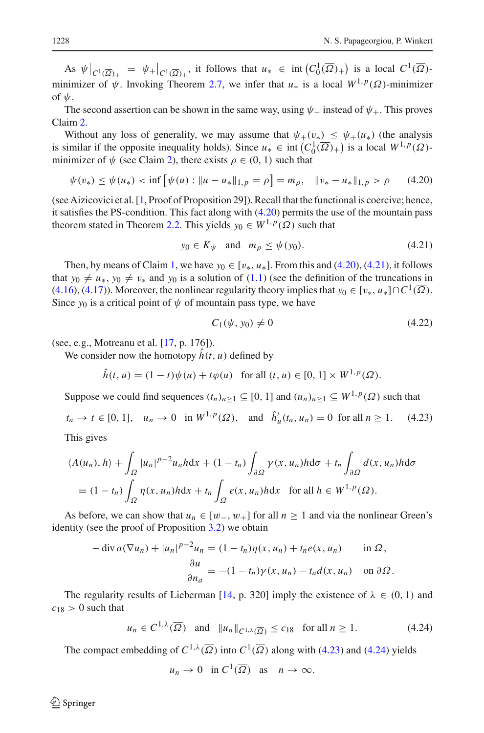As $\psi\big|_{C^1(\overline{\Omega})_+} = \psi_+\big|_{C^1(\overline{\Omega})_+}$, it follows that $u_* \in \operatorname{int}\left(C_0^1(\overline{\Omega})_+\right)$ is a local $C^1(\overline{\Omega})$-minimizer of $\psi$. Invoking Theorem 2.7, we infer that $u_*$ is a local $W^{1,p}(\Omega)$-minimizer of $\psi$.

The second assertion can be shown in the same way, using $\psi_-$ instead of $\psi_+$. This proves Claim 2.

Without any loss of generality, we may assume that $\psi_+(v_*) \leq \psi_+(u_*)$ (the analysis is similar if the opposite inequality holds). Since $u_* \in \operatorname{int}\left(C_0^1(\overline{\Omega})_+\right)$ is a local $W^{1,p}(\Omega)$-minimizer of $\psi$ (see Claim 2), there exists $\rho \in (0,1)$ such that

$$\psi(v_*) \leq \psi(u_*) < \inf\left[\psi(u) : \|u - u_*\|_{1,p} = \rho\right] = m_\rho, \quad \|v_* - u_*\|_{1,p} > \rho \tag{4.20}$$

(see Aizicovici et al. [1, Proof of Proposition 29]). Recall that the functional is coercive; hence, it satisfies the PS-condition. This fact along with (4.20) permits the use of the mountain pass theorem stated in Theorem 2.2. This yields $y_0 \in W^{1,p}(\Omega)$ such that

$$y_0 \in K_\psi \quad \text{and} \quad m_\rho \leq \psi(y_0). \tag{4.21}$$

Then, by means of Claim 1, we have $y_0 \in [v_*, u_*]$. From this and (4.20), (4.21), it follows that $y_0 \neq u_*$, $y_0 \neq v_*$ and $y_0$ is a solution of (1.1) (see the definition of the truncations in (4.16), (4.17)). Moreover, the nonlinear regularity theory implies that $y_0 \in [v_*, u_*] \cap C^1(\overline{\Omega})$. Since $y_0$ is a critical point of $\psi$ of mountain pass type, we have

$$C_1(\psi, y_0) \neq 0 \tag{4.22}$$

(see, e.g., Motreanu et al. [17, p. 176]).

We consider now the homotopy $\hat{h}(t,u)$ defined by

$$\hat{h}(t,u) = (1-t)\psi(u) + t\varphi(u) \quad \text{for all } (t,u) \in [0,1] \times W^{1,p}(\Omega).$$

Suppose we could find sequences $(t_n)_{n\geq 1} \subseteq [0,1]$ and $(u_n)_{n\geq 1} \subseteq W^{1,p}(\Omega)$ such that

$$t_n \to t \in [0,1], \quad u_n \to 0 \quad \text{in } W^{1,p}(\Omega), \quad \text{and} \quad \hat{h}'_u(t_n, u_n) = 0 \text{ for all } n \geq 1. \tag{4.23}$$

This gives

$$\begin{aligned}
&\langle A(u_n), h\rangle + \int_\Omega |u_n|^{p-2}u_n h \mathrm{d}x + (1-t_n)\int_{\partial\Omega} \gamma(x,u_n)h \mathrm{d}\sigma + t_n \int_{\partial\Omega} d(x,u_n)h \mathrm{d}\sigma \\
&\quad = (1-t_n)\int_\Omega \eta(x,u_n)h \mathrm{d}x + t_n \int_\Omega e(x,u_n)h \mathrm{d}x \quad \text{for all } h \in W^{1,p}(\Omega).
\end{aligned}$$

As before, we can show that $u_n \in [w_-, w_+]$ for all $n \geq 1$ and via the nonlinear Green's identity (see the proof of Proposition 3.2) we obtain

$$\begin{aligned}
-\operatorname{div} a(\nabla u_n) + |u_n|^{p-2}u_n &= (1-t_n)\eta(x,u_n) + t_n e(x,u_n) && \text{in } \Omega, \\
\frac{\partial u}{\partial n_a} &= -(1-t_n)\gamma(x,u_n) - t_n d(x,u_n) && \text{on } \partial\Omega.
\end{aligned}$$

The regularity results of Lieberman [14, p. 320] imply the existence of $\lambda \in (0,1)$ and $c_{18} > 0$ such that

$$u_n \in C^{1,\lambda}(\overline{\Omega}) \quad \text{and} \quad \|u_n\|_{C^{1,\lambda}(\overline{\Omega})} \leq c_{18} \quad \text{for all } n \geq 1. \tag{4.24}$$

The compact embedding of $C^{1,\lambda}(\overline{\Omega})$ into $C^1(\overline{\Omega})$ along with (4.23) and (4.24) yields

$$u_n \to 0 \quad \text{in } C^1(\overline{\Omega}) \quad \text{as} \quad n \to \infty.$$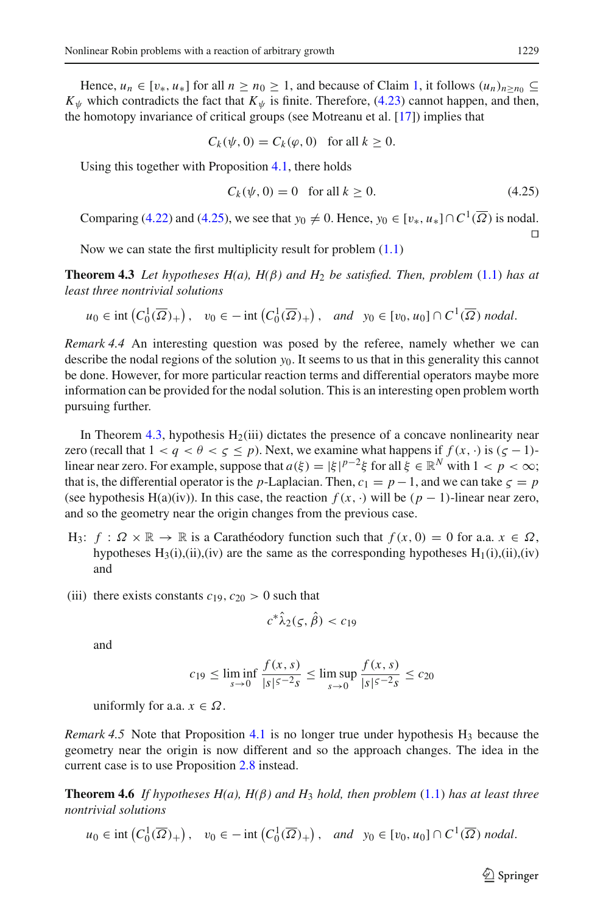Hence, $u_n \in [v_*, u_*]$ for all $n \geq n_0 \geq 1$, and because of Claim 1, it follows $(u_n)_{n \geq n_0} \subseteq K_\psi$ which contradicts the fact that $K_\psi$ is finite. Therefore, (4.23) cannot happen, and then, the homotopy invariance of critical groups (see Motreanu et al. [17]) implies that

$$C_k(\psi, 0) = C_k(\varphi, 0) \quad \text{for all } k \geq 0.$$

Using this together with Proposition 4.1, there holds

$$C_k(\psi, 0) = 0 \quad \text{for all } k \geq 0. \tag{4.25}$$

Comparing (4.22) and (4.25), we see that $y_0 \neq 0$. Hence, $y_0 \in [v_*, u_*] \cap C^1(\overline{\Omega})$ is nodal. □

Now we can state the first multiplicity result for problem (1.1)

**Theorem 4.3** *Let hypotheses H(a), H($\beta$) and $H_2$ be satisfied. Then, problem* (1.1) *has at least three nontrivial solutions*

$$u_0 \in \operatorname{int}\left(C_0^1(\overline{\Omega})_+\right), \quad v_0 \in -\operatorname{int}\left(C_0^1(\overline{\Omega})_+\right), \quad \textit{and} \quad y_0 \in [v_0, u_0] \cap C^1(\overline{\Omega}) \textit{ nodal}.$$

*Remark 4.4* An interesting question was posed by the referee, namely whether we can describe the nodal regions of the solution $y_0$. It seems to us that in this generality this cannot be done. However, for more particular reaction terms and differential operators maybe more information can be provided for the nodal solution. This is an interesting open problem worth pursuing further.

In Theorem 4.3, hypothesis $H_2$(iii) dictates the presence of a concave nonlinearity near zero (recall that $1 < q < \theta < \varsigma \leq p$). Next, we examine what happens if $f(x, \cdot)$ is $(\varsigma - 1)$-linear near zero. For example, suppose that $a(\xi) = |\xi|^{p-2}\xi$ for all $\xi \in \mathbb{R}^N$ with $1 < p < \infty$; that is, the differential operator is the $p$-Laplacian. Then, $c_1 = p - 1$, and we can take $\varsigma = p$ (see hypothesis H(a)(iv)). In this case, the reaction $f(x, \cdot)$ will be $(p-1)$-linear near zero, and so the geometry near the origin changes from the previous case.

$H_3$: $f : \Omega \times \mathbb{R} \to \mathbb{R}$ is a Carathéodory function such that $f(x, 0) = 0$ for a.a. $x \in \Omega$, hypotheses $H_3$(i),(ii),(iv) are the same as the corresponding hypotheses $H_1$(i),(ii),(iv) and

(iii) there exists constants $c_{19}, c_{20} > 0$ such that

$$c^* \hat{\lambda}_2(\varsigma, \hat{\beta}) < c_{19}$$

and

$$c_{19} \leq \liminf_{s \to 0} \frac{f(x, s)}{|s|^{\varsigma - 2}s} \leq \limsup_{s \to 0} \frac{f(x, s)}{|s|^{\varsigma - 2}s} \leq c_{20}$$

uniformly for a.a. $x \in \Omega$.

*Remark 4.5* Note that Proposition 4.1 is no longer true under hypothesis $H_3$ because the geometry near the origin is now different and so the approach changes. The idea in the current case is to use Proposition 2.8 instead.

**Theorem 4.6** *If hypotheses H(a), H($\beta$) and $H_3$ hold, then problem* (1.1) *has at least three nontrivial solutions*

$$u_0 \in \operatorname{int}\left(C_0^1(\overline{\Omega})_+\right), \quad v_0 \in -\operatorname{int}\left(C_0^1(\overline{\Omega})_+\right), \quad \textit{and} \quad y_0 \in [v_0, u_0] \cap C^1(\overline{\Omega}) \textit{ nodal}.$$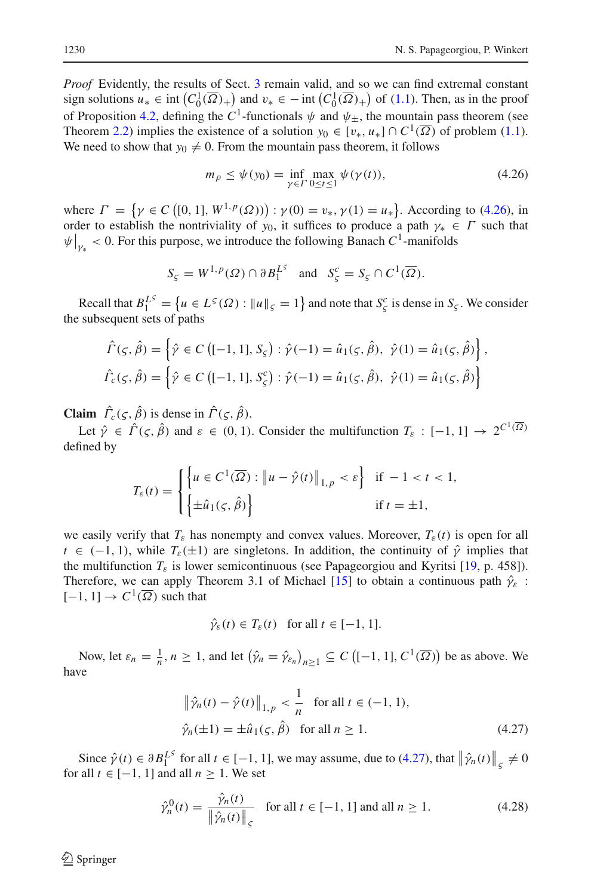*Proof* Evidently, the results of Sect. 3 remain valid, and so we can find extremal constant sign solutions $u_* \in \operatorname{int}\left(C_0^1(\overline{\Omega})_+\right)$ and $v_* \in -\operatorname{int}\left(C_0^1(\overline{\Omega})_+\right)$ of (1.1). Then, as in the proof of Proposition 4.2, defining the $C^1$-functionals $\psi$ and $\psi_\pm$, the mountain pass theorem (see Theorem 2.2) implies the existence of a solution $y_0 \in [v_*, u_*] \cap C^1(\overline{\Omega})$ of problem (1.1). We need to show that $y_0 \neq 0$. From the mountain pass theorem, it follows

$$
m_\rho \leq \psi(y_0) = \inf_{\gamma \in \Gamma} \max_{0 \leq t \leq 1} \psi(\gamma(t)), \tag{4.26}
$$

where $\Gamma = \left\{\gamma \in C\left([0,1], W^{1,p}(\Omega)\right) : \gamma(0) = v_*, \gamma(1) = u_*\right\}$. According to (4.26), in order to establish the nontriviality of $y_0$, it suffices to produce a path $\gamma_* \in \Gamma$ such that $\psi\big|_{\gamma_*} < 0$. For this purpose, we introduce the following Banach $C^1$-manifolds

$$
S_\varsigma = W^{1,p}(\Omega) \cap \partial B_1^{L^\varsigma} \quad \text{and} \quad S_\varsigma^c = S_\varsigma \cap C^1(\overline{\Omega}).
$$

Recall that $B_1^{L^\varsigma} = \left\{u \in L^\varsigma(\Omega) : \|u\|_\varsigma = 1\right\}$ and note that $S_\varsigma^c$ is dense in $S_\varsigma$. We consider the subsequent sets of paths

$$
\hat{\Gamma}(\varsigma, \hat{\beta}) = \left\{\hat{\gamma} \in C\left([-1,1], S_\varsigma\right) : \hat{\gamma}(-1) = \hat{u}_1(\varsigma, \hat{\beta}),\ \hat{\gamma}(1) = \hat{u}_1(\varsigma, \hat{\beta})\right\},
$$
$$
\hat{\Gamma}_c(\varsigma, \hat{\beta}) = \left\{\hat{\gamma} \in C\left([-1,1], S_\varsigma^c\right) : \hat{\gamma}(-1) = \hat{u}_1(\varsigma, \hat{\beta}),\ \hat{\gamma}(1) = \hat{u}_1(\varsigma, \hat{\beta})\right\}
$$

**Claim** $\hat{\Gamma}_c(\varsigma, \hat{\beta})$ is dense in $\hat{\Gamma}(\varsigma, \hat{\beta})$.

Let $\hat{\gamma} \in \hat{\Gamma}(\varsigma, \hat{\beta})$ and $\varepsilon \in (0,1)$. Consider the multifunction $T_\varepsilon : [-1,1] \to 2^{C^1(\overline{\Omega})}$ defined by

$$
T_\varepsilon(t) = \begin{cases} \left\{u \in C^1(\overline{\Omega}) : \left\|u - \hat{\gamma}(t)\right\|_{1,p} < \varepsilon\right\} & \text{if } -1 < t < 1, \\ \left\{\pm \hat{u}_1(\varsigma, \hat{\beta})\right\} & \text{if } t = \pm 1, \end{cases}
$$

we easily verify that $T_\varepsilon$ has nonempty and convex values. Moreover, $T_\varepsilon(t)$ is open for all $t \in (-1,1)$, while $T_\varepsilon(\pm 1)$ are singletons. In addition, the continuity of $\hat{\gamma}$ implies that the multifunction $T_\varepsilon$ is lower semicontinuous (see Papageorgiou and Kyritsi [19, p. 458]). Therefore, we can apply Theorem 3.1 of Michael [15] to obtain a continuous path $\hat{\gamma}_\varepsilon : [-1,1] \to C^1(\overline{\Omega})$ such that

$$
\hat{\gamma}_\varepsilon(t) \in T_\varepsilon(t) \quad \text{for all } t \in [-1,1].
$$

Now, let $\varepsilon_n = \frac{1}{n}$, $n \geq 1$, and let $\left(\hat{\gamma}_n = \hat{\gamma}_{\varepsilon_n}\right)_{n \geq 1} \subseteq C\left([-1,1], C^1(\overline{\Omega})\right)$ be as above. We have

$$
\begin{aligned}
&\left\|\hat{\gamma}_n(t) - \hat{\gamma}(t)\right\|_{1,p} < \frac{1}{n} \quad \text{for all } t \in (-1,1), \\
&\hat{\gamma}_n(\pm 1) = \pm \hat{u}_1(\varsigma, \hat{\beta}) \quad \text{for all } n \geq 1.
\end{aligned} \tag{4.27}
$$

Since $\hat{\gamma}(t) \in \partial B_1^{L^\varsigma}$ for all $t \in [-1,1]$, we may assume, due to (4.27), that $\left\|\hat{\gamma}_n(t)\right\|_\varsigma \neq 0$ for all $t \in [-1,1]$ and all $n \geq 1$. We set

$$
\hat{\gamma}_n^0(t) = \frac{\hat{\gamma}_n(t)}{\left\|\hat{\gamma}_n(t)\right\|_\varsigma} \quad \text{for all } t \in [-1,1] \text{ and all } n \geq 1. \tag{4.28}
$$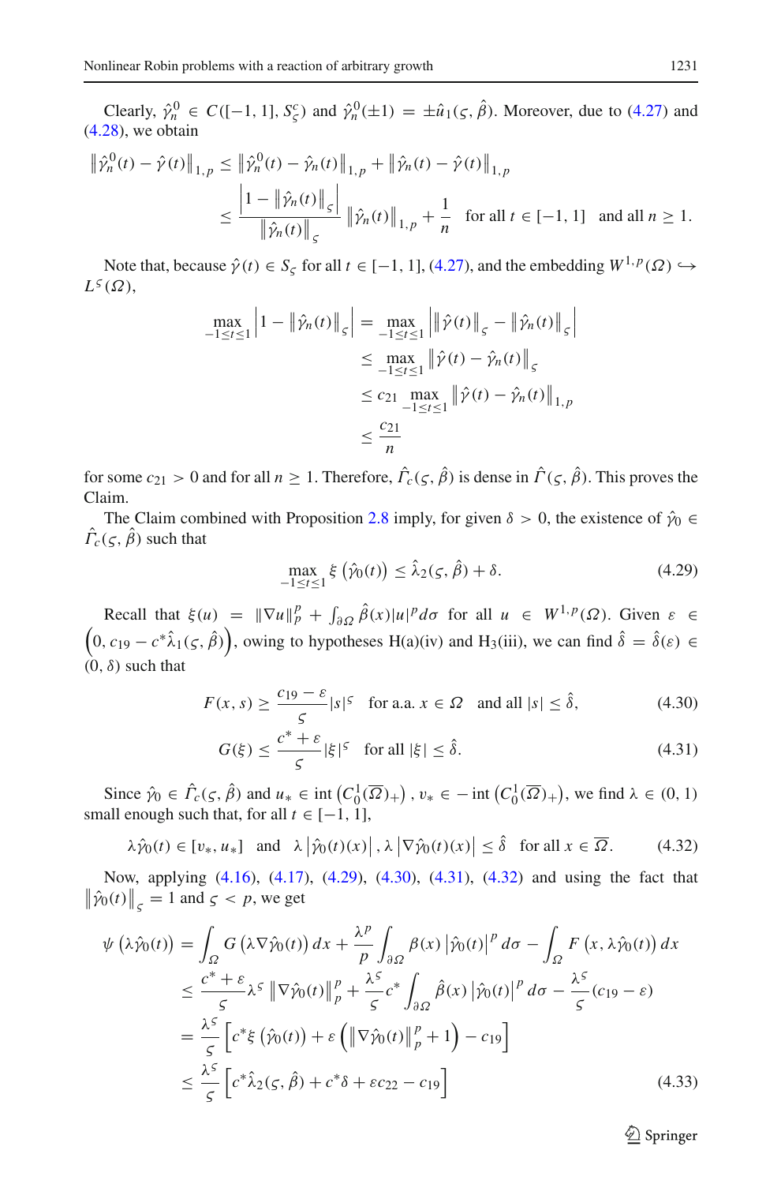Clearly, $\hat{\gamma}_n^0 \in C([-1,1], S_\varsigma^c)$ and $\hat{\gamma}_n^0(\pm 1) = \pm \hat{u}_1(\varsigma, \hat{\beta})$. Moreover, due to (4.27) and (4.28), we obtain

$$
\begin{aligned}
\left\|\hat{\gamma}_n^0(t) - \hat{\gamma}(t)\right\|_{1,p} &\leq \left\|\hat{\gamma}_n^0(t) - \hat{\gamma}_n(t)\right\|_{1,p} + \left\|\hat{\gamma}_n(t) - \hat{\gamma}(t)\right\|_{1,p} \\
&\leq \frac{\left|1 - \left\|\hat{\gamma}_n(t)\right\|_\varsigma\right|}{\left\|\hat{\gamma}_n(t)\right\|_\varsigma} \left\|\hat{\gamma}_n(t)\right\|_{1,p} + \frac{1}{n} \quad \text{for all } t \in [-1,1] \quad \text{and all } n \geq 1.
\end{aligned}
$$

Note that, because $\hat{\gamma}(t) \in S_\varsigma$ for all $t \in [-1,1]$, (4.27), and the embedding $W^{1,p}(\Omega) \hookrightarrow L^\varsigma(\Omega)$,

$$
\begin{aligned}
\max_{-1 \leq t \leq 1} \left|1 - \left\|\hat{\gamma}_n(t)\right\|_\varsigma\right| &= \max_{-1 \leq t \leq 1} \left|\left\|\hat{\gamma}(t)\right\|_\varsigma - \left\|\hat{\gamma}_n(t)\right\|_\varsigma\right| \\
&\leq \max_{-1 \leq t \leq 1} \left\|\hat{\gamma}(t) - \hat{\gamma}_n(t)\right\|_\varsigma \\
&\leq c_{21} \max_{-1 \leq t \leq 1} \left\|\hat{\gamma}(t) - \hat{\gamma}_n(t)\right\|_{1,p} \\
&\leq \frac{c_{21}}{n}
\end{aligned}
$$

for some $c_{21} > 0$ and for all $n \geq 1$. Therefore, $\hat{\Gamma}_c(\varsigma, \hat{\beta})$ is dense in $\hat{\Gamma}(\varsigma, \hat{\beta})$. This proves the Claim.

The Claim combined with Proposition 2.8 imply, for given $\delta > 0$, the existence of $\hat{\gamma}_0 \in \hat{\Gamma}_c(\varsigma, \hat{\beta})$ such that

$$
\max_{-1 \leq t \leq 1} \xi\left(\hat{\gamma}_0(t)\right) \leq \hat{\lambda}_2(\varsigma, \hat{\beta}) + \delta. \tag{4.29}
$$

Recall that $\xi(u) = \|\nabla u\|_p^p + \int_{\partial\Omega} \hat{\beta}(x)|u|^p d\sigma$ for all $u \in W^{1,p}(\Omega)$. Given $\varepsilon \in \left(0, c_{19} - c^* \hat{\lambda}_1(\varsigma, \hat{\beta})\right)$, owing to hypotheses H(a)(iv) and H$_3$(iii), we can find $\hat{\delta} = \hat{\delta}(\varepsilon) \in (0, \delta)$ such that

$$
F(x,s) \geq \frac{c_{19} - \varepsilon}{\varsigma}|s|^\varsigma \quad \text{for a.a. } x \in \Omega \quad \text{and all } |s| \leq \hat{\delta}, \tag{4.30}
$$

$$
G(\xi) \leq \frac{c^* + \varepsilon}{\varsigma}|\xi|^\varsigma \quad \text{for all } |\xi| \leq \hat{\delta}. \tag{4.31}
$$

Since $\hat{\gamma}_0 \in \hat{\Gamma}_c(\varsigma, \hat{\beta})$ and $u_* \in \operatorname{int}\left(C_0^1(\overline{\Omega})_+\right)$, $v_* \in -\operatorname{int}\left(C_0^1(\overline{\Omega})_+\right)$, we find $\lambda \in (0,1)$ small enough such that, for all $t \in [-1,1]$,

$$
\lambda\hat{\gamma}_0(t) \in [v_*, u_*] \quad \text{and} \quad \lambda\left|\hat{\gamma}_0(t)(x)\right|, \lambda\left|\nabla\hat{\gamma}_0(t)(x)\right| \leq \hat{\delta} \quad \text{for all } x \in \overline{\Omega}. \tag{4.32}
$$

Now, applying (4.16), (4.17), (4.29), (4.30), (4.31), (4.32) and using the fact that $\left\|\hat{\gamma}_0(t)\right\|_\varsigma = 1$ and $\varsigma < p$, we get

$$
\begin{aligned}
\psi\left(\lambda\hat{\gamma}_0(t)\right) &= \int_\Omega G\left(\lambda\nabla\hat{\gamma}_0(t)\right)dx + \frac{\lambda^p}{p}\int_{\partial\Omega}\beta(x)\left|\hat{\gamma}_0(t)\right|^p d\sigma - \int_\Omega F\left(x, \lambda\hat{\gamma}_0(t)\right)dx \\
&\leq \frac{c^* + \varepsilon}{\varsigma}\lambda^\varsigma \left\|\nabla\hat{\gamma}_0(t)\right\|_p^p + \frac{\lambda^\varsigma}{\varsigma}c^* \int_{\partial\Omega}\hat{\beta}(x)\left|\hat{\gamma}_0(t)\right|^p d\sigma - \frac{\lambda^\varsigma}{\varsigma}(c_{19} - \varepsilon) \\
&= \frac{\lambda^\varsigma}{\varsigma}\left[c^*\xi\left(\hat{\gamma}_0(t)\right) + \varepsilon\left(\left\|\nabla\hat{\gamma}_0(t)\right\|_p^p + 1\right) - c_{19}\right] \\
&\leq \frac{\lambda^\varsigma}{\varsigma}\left[c^*\hat{\lambda}_2(\varsigma, \hat{\beta}) + c^*\delta + \varepsilon c_{22} - c_{19}\right]
\end{aligned} \tag{4.33}
$$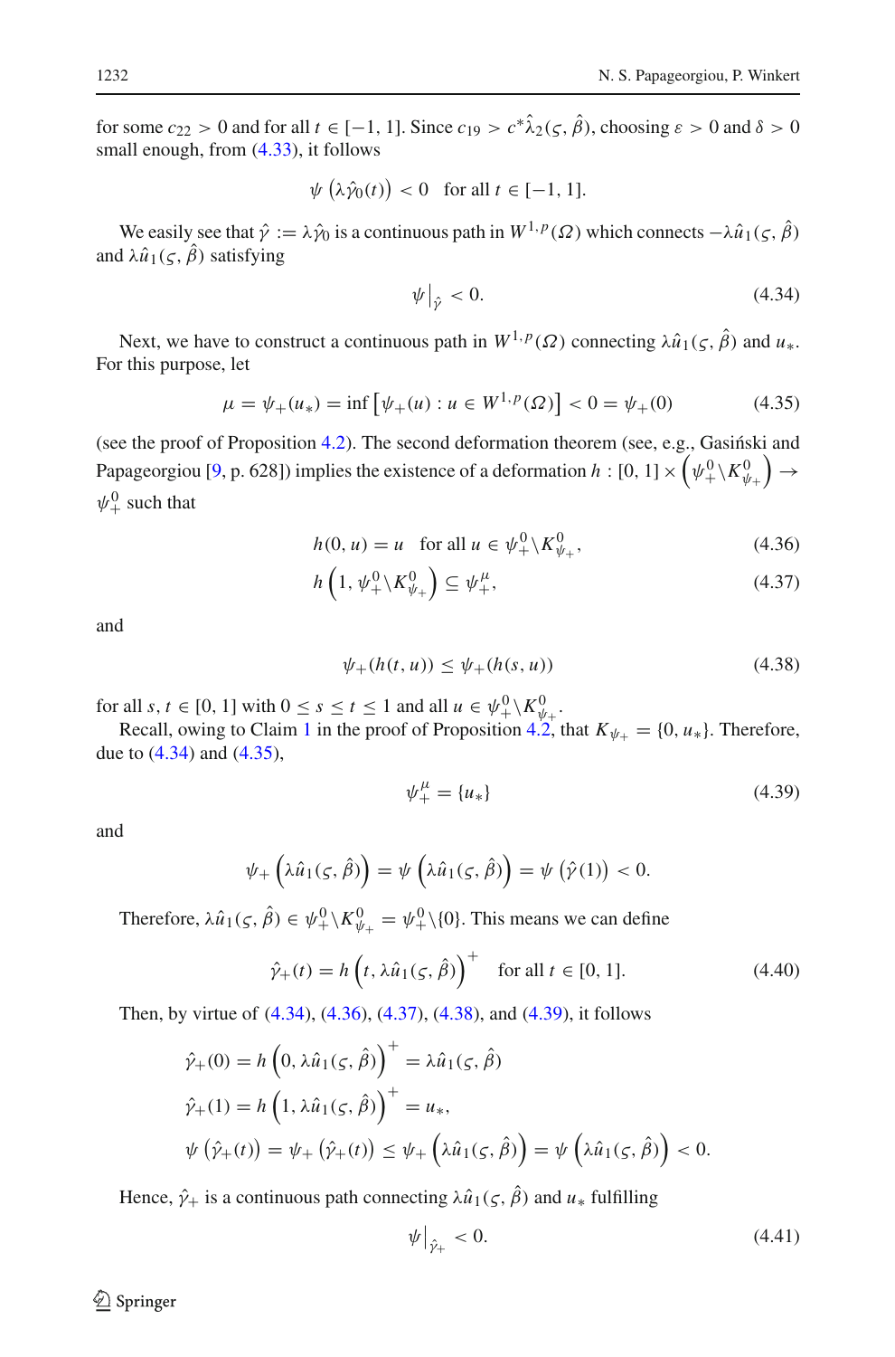for some $c_{22} > 0$ and for all $t \in [-1, 1]$. Since $c_{19} > c^* \hat{\lambda}_2(\varsigma, \hat{\beta})$, choosing $\varepsilon > 0$ and $\delta > 0$ small enough, from (4.33), it follows

$$\psi\left(\lambda\hat{\gamma}_0(t)\right) < 0 \quad \text{for all } t \in [-1, 1].$$

We easily see that $\hat{\gamma} := \lambda\hat{\gamma}_0$ is a continuous path in $W^{1,p}(\Omega)$ which connects $-\lambda\hat{u}_1(\varsigma, \hat{\beta})$ and $\lambda\hat{u}_1(\varsigma, \hat{\beta})$ satisfying

$$\psi\big|_{\hat{\gamma}} < 0. \tag{4.34}$$

Next, we have to construct a continuous path in $W^{1,p}(\Omega)$ connecting $\lambda\hat{u}_1(\varsigma, \hat{\beta})$ and $u_*$. For this purpose, let

$$\mu = \psi_+(u_*) = \inf\left[\psi_+(u) : u \in W^{1,p}(\Omega)\right] < 0 = \psi_+(0) \tag{4.35}$$

(see the proof of Proposition 4.2). The second deformation theorem (see, e.g., Gasiński and Papageorgiou [9, p. 628]) implies the existence of a deformation $h : [0, 1] \times \left(\psi_+^0 \backslash K_{\psi_+}^0\right) \to \psi_+^0$ such that

$$h(0, u) = u \quad \text{for all } u \in \psi_+^0 \backslash K_{\psi_+}^0, \tag{4.36}$$

$$h\left(1, \psi_+^0 \backslash K_{\psi_+}^0\right) \subseteq \psi_+^\mu, \tag{4.37}$$

and

$$\psi_+(h(t, u)) \leq \psi_+(h(s, u)) \tag{4.38}$$

for all $s, t \in [0, 1]$ with $0 \leq s \leq t \leq 1$ and all $u \in \psi_+^0 \backslash K_{\psi_+}^0$.

Recall, owing to Claim 1 in the proof of Proposition 4.2, that $K_{\psi_+} = \{0, u_*\}$. Therefore, due to (4.34) and (4.35),

$$\psi_+^\mu = \{u_*\} \tag{4.39}$$

and

$$\psi_+\left(\lambda\hat{u}_1(\varsigma, \hat{\beta})\right) = \psi\left(\lambda\hat{u}_1(\varsigma, \hat{\beta})\right) = \psi\left(\hat{\gamma}(1)\right) < 0.$$

Therefore, $\lambda\hat{u}_1(\varsigma, \hat{\beta}) \in \psi_+^0 \backslash K_{\psi_+}^0 = \psi_+^0 \backslash \{0\}$. This means we can define

$$\hat{\gamma}_+(t) = h\left(t, \lambda\hat{u}_1(\varsigma, \hat{\beta})\right)^+ \quad \text{for all } t \in [0, 1]. \tag{4.40}$$

Then, by virtue of (4.34), (4.36), (4.37), (4.38), and (4.39), it follows

$$\begin{aligned}
\hat{\gamma}_+(0) &= h\left(0, \lambda\hat{u}_1(\varsigma, \hat{\beta})\right)^+ = \lambda\hat{u}_1(\varsigma, \hat{\beta}) \\
\hat{\gamma}_+(1) &= h\left(1, \lambda\hat{u}_1(\varsigma, \hat{\beta})\right)^+ = u_*, \\
\psi\left(\hat{\gamma}_+(t)\right) &= \psi_+\left(\hat{\gamma}_+(t)\right) \leq \psi_+\left(\lambda\hat{u}_1(\varsigma, \hat{\beta})\right) = \psi\left(\lambda\hat{u}_1(\varsigma, \hat{\beta})\right) < 0.
\end{aligned}$$

Hence, $\hat{\gamma}_+$ is a continuous path connecting $\lambda\hat{u}_1(\varsigma, \hat{\beta})$ and $u_*$ fulfilling

$$\psi\big|_{\hat{\gamma}_+} < 0. \tag{4.41}$$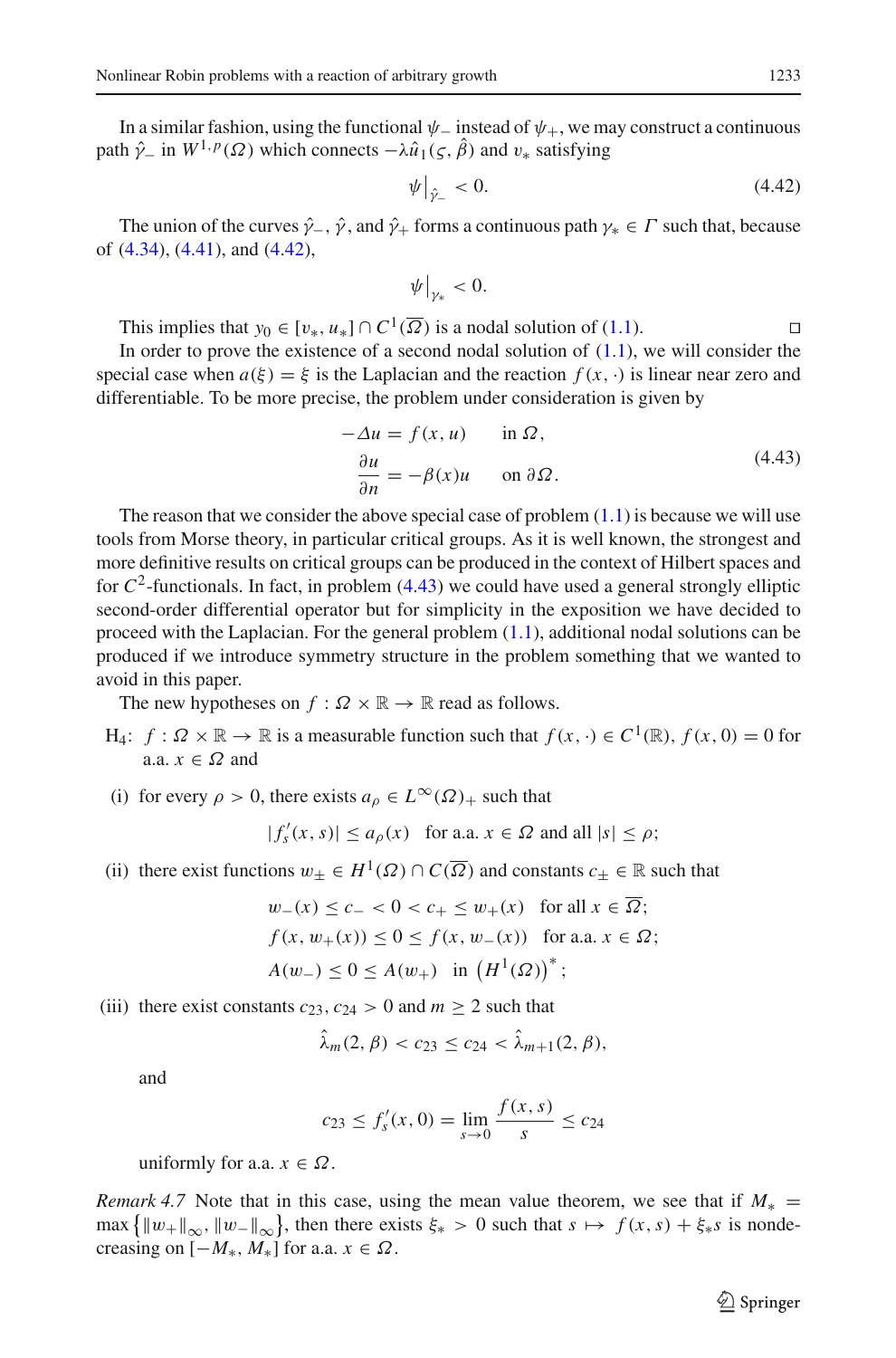In a similar fashion, using the functional $\psi_-$ instead of $\psi_+$, we may construct a continuous path $\hat{\gamma}_-$ in $W^{1,p}(\Omega)$ which connects $-\lambda \hat{u}_1(\varsigma, \hat{\beta})$ and $v_*$ satisfying

$$\psi\big|_{\hat{\gamma}_-} < 0. \tag{4.42}$$

The union of the curves $\hat{\gamma}_-$, $\hat{\gamma}$, and $\hat{\gamma}_+$ forms a continuous path $\gamma_* \in \Gamma$ such that, because of (4.34), (4.41), and (4.42),

$$\psi\big|_{\gamma_*} < 0.$$

This implies that $y_0 \in [v_*, u_*] \cap C^1(\overline{\Omega})$ is a nodal solution of (1.1). $\square$

In order to prove the existence of a second nodal solution of (1.1), we will consider the special case when $a(\xi) = \xi$ is the Laplacian and the reaction $f(x, \cdot)$ is linear near zero and differentiable. To be more precise, the problem under consideration is given by

$$\begin{aligned} -\Delta u &= f(x, u) \qquad \text{in } \Omega, \\ \frac{\partial u}{\partial n} &= -\beta(x) u \qquad \text{on } \partial\Omega. \end{aligned} \tag{4.43}$$

The reason that we consider the above special case of problem (1.1) is because we will use tools from Morse theory, in particular critical groups. As it is well known, the strongest and more definitive results on critical groups can be produced in the context of Hilbert spaces and for $C^2$-functionals. In fact, in problem (4.43) we could have used a general strongly elliptic second-order differential operator but for simplicity in the exposition we have decided to proceed with the Laplacian. For the general problem (1.1), additional nodal solutions can be produced if we introduce symmetry structure in the problem something that we wanted to avoid in this paper.

The new hypotheses on $f : \Omega \times \mathbb{R} \to \mathbb{R}$ read as follows.

H$_4$: $f : \Omega \times \mathbb{R} \to \mathbb{R}$ is a measurable function such that $f(x, \cdot) \in C^1(\mathbb{R})$, $f(x, 0) = 0$ for a.a. $x \in \Omega$ and

(i) for every $\rho > 0$, there exists $a_\rho \in L^\infty(\Omega)_+$ such that

$$|f'_s(x, s)| \le a_\rho(x) \quad \text{for a.a. } x \in \Omega \text{ and all } |s| \le \rho;$$

(ii) there exist functions $w_\pm \in H^1(\Omega) \cap C(\overline{\Omega})$ and constants $c_\pm \in \mathbb{R}$ such that

$$\begin{aligned} &w_-(x) \le c_- < 0 < c_+ \le w_+(x) \quad \text{for all } x \in \overline{\Omega}; \\ &f(x, w_+(x)) \le 0 \le f(x, w_-(x)) \quad \text{for a.a. } x \in \Omega; \\ &A(w_-) \le 0 \le A(w_+) \quad \text{in } \left(H^1(\Omega)\right)^*; \end{aligned}$$

(iii) there exist constants $c_{23}, c_{24} > 0$ and $m \ge 2$ such that

$$\hat{\lambda}_m(2, \beta) < c_{23} \le c_{24} < \hat{\lambda}_{m+1}(2, \beta),$$

and

$$c_{23} \le f'_s(x, 0) = \lim_{s \to 0} \frac{f(x, s)}{s} \le c_{24}$$

uniformly for a.a. $x \in \Omega$.

*Remark 4.7* Note that in this case, using the mean value theorem, we see that if $M_* = \max\left\{\|w_+\|_\infty, \|w_-\|_\infty\right\}$, then there exists $\xi_* > 0$ such that $s \mapsto f(x, s) + \xi_* s$ is nondecreasing on $[-M_*, M_*]$ for a.a. $x \in \Omega$.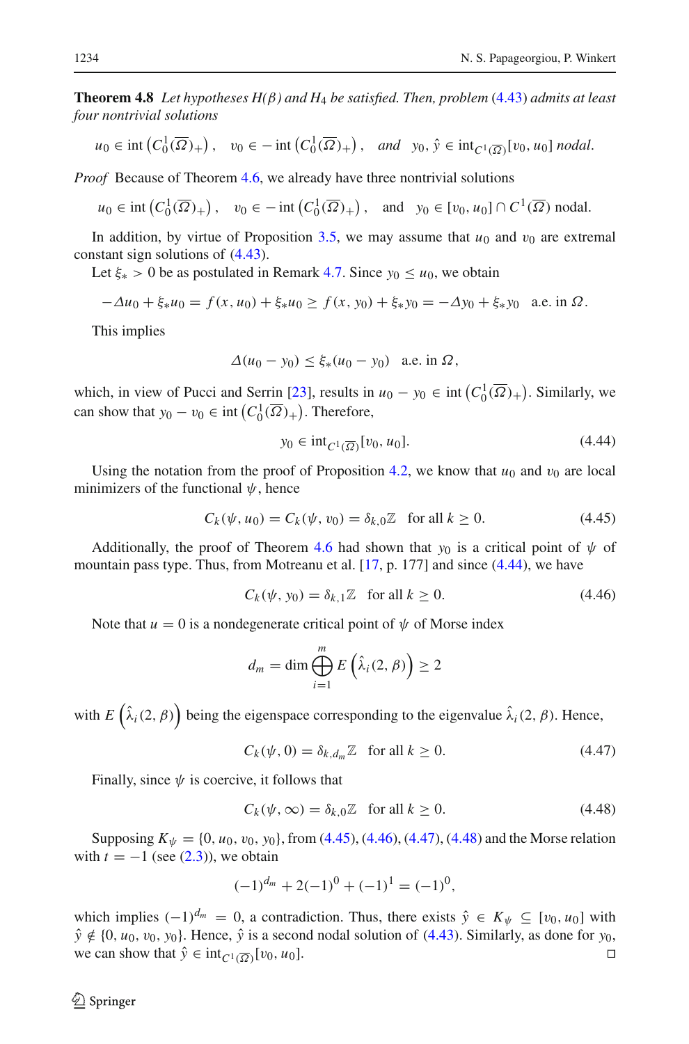**Theorem 4.8** *Let hypotheses H(β) and $H_4$ be satisfied. Then, problem (4.43) admits at least four nontrivial solutions*

$$u_0 \in \operatorname{int}\left(C_0^1(\overline{\Omega})_+\right), \quad v_0 \in -\operatorname{int}\left(C_0^1(\overline{\Omega})_+\right), \quad \textit{and} \quad y_0, \hat{y} \in \operatorname{int}_{C^1(\overline{\Omega})}[v_0, u_0] \textit{ nodal}.$$

*Proof* Because of Theorem 4.6, we already have three nontrivial solutions

$$u_0 \in \operatorname{int}\left(C_0^1(\overline{\Omega})_+\right), \quad v_0 \in -\operatorname{int}\left(C_0^1(\overline{\Omega})_+\right), \quad \text{and} \quad y_0 \in [v_0, u_0] \cap C^1(\overline{\Omega}) \text{ nodal}.$$

In addition, by virtue of Proposition 3.5, we may assume that $u_0$ and $v_0$ are extremal constant sign solutions of (4.43).

Let $\xi_* > 0$ be as postulated in Remark 4.7. Since $y_0 \leq u_0$, we obtain

$$-\Delta u_0 + \xi_* u_0 = f(x, u_0) + \xi_* u_0 \geq f(x, y_0) + \xi_* y_0 = -\Delta y_0 + \xi_* y_0 \quad \text{a.e. in } \Omega.$$

This implies

$$\Delta(u_0 - y_0) \leq \xi_*(u_0 - y_0) \quad \text{a.e. in } \Omega,$$

which, in view of Pucci and Serrin [23], results in $u_0 - y_0 \in \operatorname{int}\left(C_0^1(\overline{\Omega})_+\right)$. Similarly, we can show that $y_0 - v_0 \in \operatorname{int}\left(C_0^1(\overline{\Omega})_+\right)$. Therefore,

$$y_0 \in \operatorname{int}_{C^1(\overline{\Omega})}[v_0, u_0]. \tag{4.44}$$

Using the notation from the proof of Proposition 4.2, we know that $u_0$ and $v_0$ are local minimizers of the functional $\psi$, hence

$$C_k(\psi, u_0) = C_k(\psi, v_0) = \delta_{k,0}\mathbb{Z} \quad \text{for all } k \geq 0. \tag{4.45}$$

Additionally, the proof of Theorem 4.6 had shown that $y_0$ is a critical point of $\psi$ of mountain pass type. Thus, from Motreanu et al. [17, p. 177] and since (4.44), we have

$$C_k(\psi, y_0) = \delta_{k,1}\mathbb{Z} \quad \text{for all } k \geq 0. \tag{4.46}$$

Note that $u = 0$ is a nondegenerate critical point of $\psi$ of Morse index

$$d_m = \dim \bigoplus_{i=1}^{m} E\left(\hat{\lambda}_i(2, \beta)\right) \geq 2$$

with $E\left(\hat{\lambda}_i(2, \beta)\right)$ being the eigenspace corresponding to the eigenvalue $\hat{\lambda}_i(2, \beta)$. Hence,

$$C_k(\psi, 0) = \delta_{k,d_m}\mathbb{Z} \quad \text{for all } k \geq 0. \tag{4.47}$$

Finally, since $\psi$ is coercive, it follows that

$$C_k(\psi, \infty) = \delta_{k,0}\mathbb{Z} \quad \text{for all } k \geq 0. \tag{4.48}$$

Supposing $K_\psi = \{0, u_0, v_0, y_0\}$, from (4.45), (4.46), (4.47), (4.48) and the Morse relation with $t = -1$ (see (2.3)), we obtain

$$(-1)^{d_m} + 2(-1)^0 + (-1)^1 = (-1)^0,$$

which implies $(-1)^{d_m} = 0$, a contradiction. Thus, there exists $\hat{y} \in K_\psi \subseteq [v_0, u_0]$ with $\hat{y} \notin \{0, u_0, v_0, y_0\}$. Hence, $\hat{y}$ is a second nodal solution of (4.43). Similarly, as done for $y_0$, we can show that $\hat{y} \in \operatorname{int}_{C^1(\overline{\Omega})}[v_0, u_0]$. □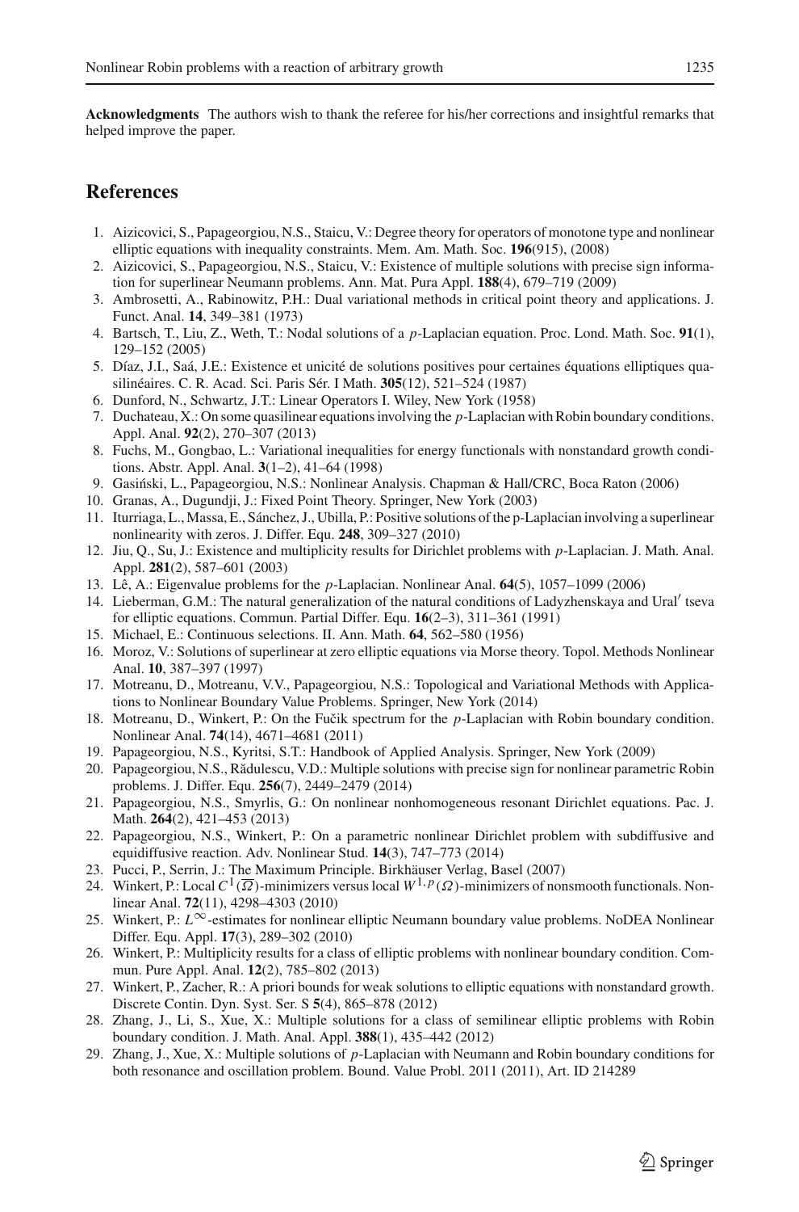**Acknowledgments** The authors wish to thank the referee for his/her corrections and insightful remarks that helped improve the paper.

## References

1. Aizicovici, S., Papageorgiou, N.S., Staicu, V.: Degree theory for operators of monotone type and nonlinear elliptic equations with inequality constraints. Mem. Am. Math. Soc. **196**(915), (2008)
2. Aizicovici, S., Papageorgiou, N.S., Staicu, V.: Existence of multiple solutions with precise sign information for superlinear Neumann problems. Ann. Mat. Pura Appl. **188**(4), 679–719 (2009)
3. Ambrosetti, A., Rabinowitz, P.H.: Dual variational methods in critical point theory and applications. J. Funct. Anal. **14**, 349–381 (1973)
4. Bartsch, T., Liu, Z., Weth, T.: Nodal solutions of a $p$-Laplacian equation. Proc. Lond. Math. Soc. **91**(1), 129–152 (2005)
5. Díaz, J.I., Saá, J.E.: Existence et unicité de solutions positives pour certaines équations elliptiques quasilinéaires. C. R. Acad. Sci. Paris Sér. I Math. **305**(12), 521–524 (1987)
6. Dunford, N., Schwartz, J.T.: Linear Operators I. Wiley, New York (1958)
7. Duchateau, X.: On some quasilinear equations involving the $p$-Laplacian with Robin boundary conditions. Appl. Anal. **92**(2), 270–307 (2013)
8. Fuchs, M., Gongbao, L.: Variational inequalities for energy functionals with nonstandard growth conditions. Abstr. Appl. Anal. **3**(1–2), 41–64 (1998)
9. Gasiński, L., Papageorgiou, N.S.: Nonlinear Analysis. Chapman & Hall/CRC, Boca Raton (2006)
10. Granas, A., Dugundji, J.: Fixed Point Theory. Springer, New York (2003)
11. Iturriaga, L., Massa, E., Sánchez, J., Ubilla, P.: Positive solutions of the p-Laplacian involving a superlinear nonlinearity with zeros. J. Differ. Equ. **248**, 309–327 (2010)
12. Jiu, Q., Su, J.: Existence and multiplicity results for Dirichlet problems with $p$-Laplacian. J. Math. Anal. Appl. **281**(2), 587–601 (2003)
13. Lê, A.: Eigenvalue problems for the $p$-Laplacian. Nonlinear Anal. **64**(5), 1057–1099 (2006)
14. Lieberman, G.M.: The natural generalization of the natural conditions of Ladyzhenskaya and Ural′ tseva for elliptic equations. Commun. Partial Differ. Equ. **16**(2–3), 311–361 (1991)
15. Michael, E.: Continuous selections. II. Ann. Math. **64**, 562–580 (1956)
16. Moroz, V.: Solutions of superlinear at zero elliptic equations via Morse theory. Topol. Methods Nonlinear Anal. **10**, 387–397 (1997)
17. Motreanu, D., Motreanu, V.V., Papageorgiou, N.S.: Topological and Variational Methods with Applications to Nonlinear Boundary Value Problems. Springer, New York (2014)
18. Motreanu, D., Winkert, P.: On the Fučik spectrum for the $p$-Laplacian with Robin boundary condition. Nonlinear Anal. **74**(14), 4671–4681 (2011)
19. Papageorgiou, N.S., Kyritsi, S.T.: Handbook of Applied Analysis. Springer, New York (2009)
20. Papageorgiou, N.S., Rădulescu, V.D.: Multiple solutions with precise sign for nonlinear parametric Robin problems. J. Differ. Equ. **256**(7), 2449–2479 (2014)
21. Papageorgiou, N.S., Smyrlis, G.: On nonlinear nonhomogeneous resonant Dirichlet equations. Pac. J. Math. **264**(2), 421–453 (2013)
22. Papageorgiou, N.S., Winkert, P.: On a parametric nonlinear Dirichlet problem with subdiffusive and equidiffusive reaction. Adv. Nonlinear Stud. **14**(3), 747–773 (2014)
23. Pucci, P., Serrin, J.: The Maximum Principle. Birkhäuser Verlag, Basel (2007)
24. Winkert, P.: Local $C^1(\overline{\Omega})$-minimizers versus local $W^{1,p}(\Omega)$-minimizers of nonsmooth functionals. Nonlinear Anal. **72**(11), 4298–4303 (2010)
25. Winkert, P.: $L^\infty$-estimates for nonlinear elliptic Neumann boundary value problems. NoDEA Nonlinear Differ. Equ. Appl. **17**(3), 289–302 (2010)
26. Winkert, P.: Multiplicity results for a class of elliptic problems with nonlinear boundary condition. Commun. Pure Appl. Anal. **12**(2), 785–802 (2013)
27. Winkert, P., Zacher, R.: A priori bounds for weak solutions to elliptic equations with nonstandard growth. Discrete Contin. Dyn. Syst. Ser. S **5**(4), 865–878 (2012)
28. Zhang, J., Li, S., Xue, X.: Multiple solutions for a class of semilinear elliptic problems with Robin boundary condition. J. Math. Anal. Appl. **388**(1), 435–442 (2012)
29. Zhang, J., Xue, X.: Multiple solutions of $p$-Laplacian with Neumann and Robin boundary conditions for both resonance and oscillation problem. Bound. Value Probl. 2011 (2011), Art. ID 214289